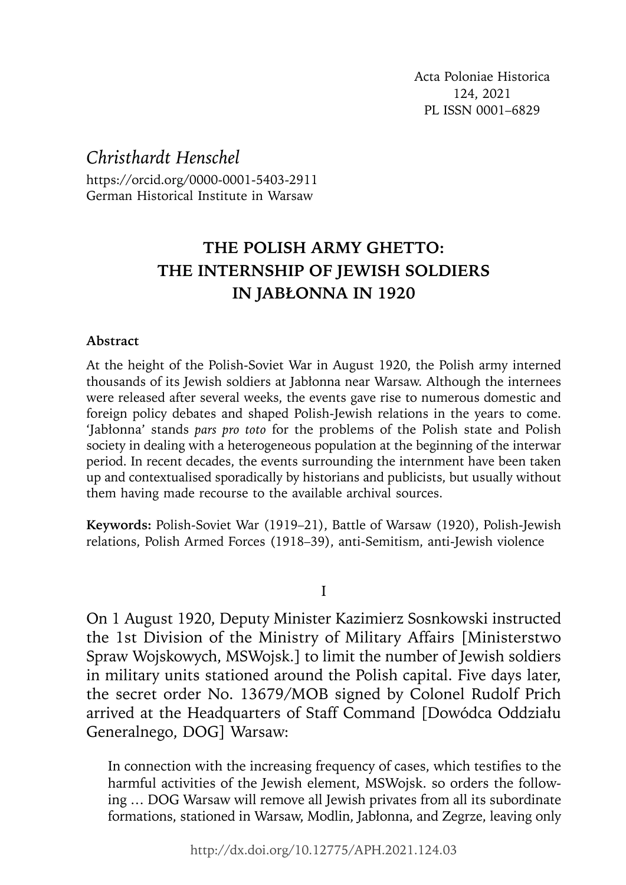Acta Poloniae Historica
124, 2021
PL ISSN 0001–6829

*Christhardt Henschel*

https://orcid.org/0000-0001-5403-2911
German Historical Institute in Warsaw

# THE POLISH ARMY GHETTO: THE INTERNSHIP OF JEWISH SOLDIERS IN JABŁONNA IN 1920

**Abstract**

At the height of the Polish-Soviet War in August 1920, the Polish army interned thousands of its Jewish soldiers at Jabłonna near Warsaw. Although the internees were released after several weeks, the events gave rise to numerous domestic and foreign policy debates and shaped Polish-Jewish relations in the years to come. 'Jabłonna' stands *pars pro toto* for the problems of the Polish state and Polish society in dealing with a heterogeneous population at the beginning of the interwar period. In recent decades, the events surrounding the internment have been taken up and contextualised sporadically by historians and publicists, but usually without them having made recourse to the available archival sources.

**Keywords:** Polish-Soviet War (1919–21), Battle of Warsaw (1920), Polish-Jewish relations, Polish Armed Forces (1918–39), anti-Semitism, anti-Jewish violence

## I

On 1 August 1920, Deputy Minister Kazimierz Sosnkowski instructed the 1st Division of the Ministry of Military Affairs [Ministerstwo Spraw Wojskowych, MSWojsk.] to limit the number of Jewish soldiers in military units stationed around the Polish capital. Five days later, the secret order No. 13679/MOB signed by Colonel Rudolf Prich arrived at the Headquarters of Staff Command [Dowódca Oddziału Generalnego, DOG] Warsaw:

> In connection with the increasing frequency of cases, which testifies to the harmful activities of the Jewish element, MSWojsk. so orders the following … DOG Warsaw will remove all Jewish privates from all its subordinate formations, stationed in Warsaw, Modlin, Jabłonna, and Zegrze, leaving only

http://dx.doi.org/10.12775/APH.2021.124.03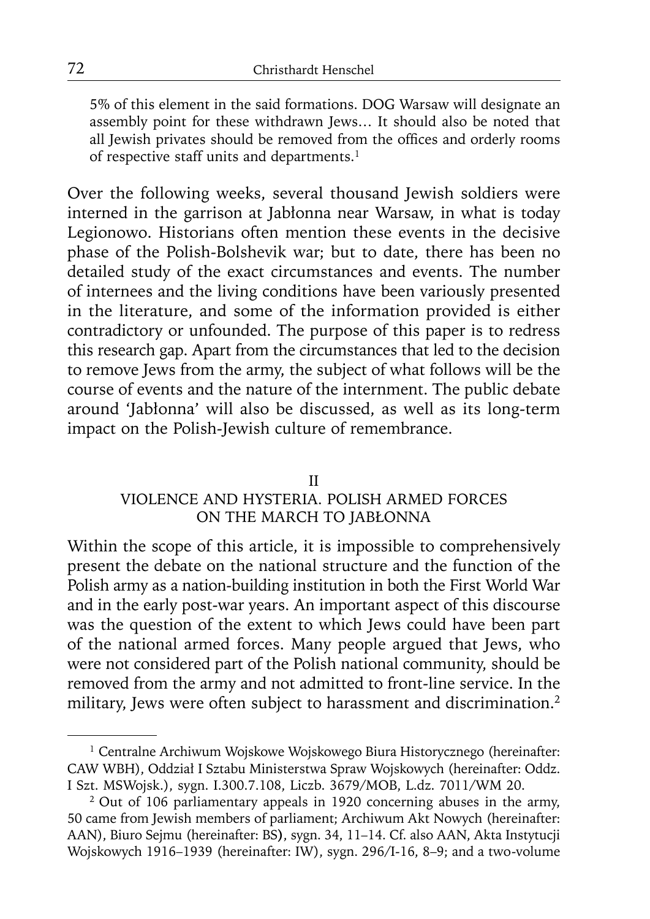5% of this element in the said formations. DOG Warsaw will designate an assembly point for these withdrawn Jews… It should also be noted that all Jewish privates should be removed from the offices and orderly rooms of respective staff units and departments.[1]

Over the following weeks, several thousand Jewish soldiers were interned in the garrison at Jabłonna near Warsaw, in what is today Legionowo. Historians often mention these events in the decisive phase of the Polish-Bolshevik war; but to date, there has been no detailed study of the exact circumstances and events. The number of internees and the living conditions have been variously presented in the literature, and some of the information provided is either contradictory or unfounded. The purpose of this paper is to redress this research gap. Apart from the circumstances that led to the decision to remove Jews from the army, the subject of what follows will be the course of events and the nature of the internment. The public debate around 'Jabłonna' will also be discussed, as well as its long-term impact on the Polish-Jewish culture of remembrance.

## II
## VIOLENCE AND HYSTERIA. POLISH ARMED FORCES ON THE MARCH TO JABŁONNA

Within the scope of this article, it is impossible to comprehensively present the debate on the national structure and the function of the Polish army as a nation-building institution in both the First World War and in the early post-war years. An important aspect of this discourse was the question of the extent to which Jews could have been part of the national armed forces. Many people argued that Jews, who were not considered part of the Polish national community, should be removed from the army and not admitted to front-line service. In the military, Jews were often subject to harassment and discrimination.[2]

---

[1] Centralne Archiwum Wojskowe Wojskowego Biura Historycznego (hereinafter: CAW WBH), Oddział I Sztabu Ministerstwa Spraw Wojskowych (hereinafter: Oddz. I Szt. MSWojsk.), sygn. I.300.7.108, Liczb. 3679/MOB, L.dz. 7011/WM 20.

[2] Out of 106 parliamentary appeals in 1920 concerning abuses in the army, 50 came from Jewish members of parliament; Archiwum Akt Nowych (hereinafter: AAN), Biuro Sejmu (hereinafter: BS), sygn. 34, 11–14. Cf. also AAN, Akta Instytucji Wojskowych 1916–1939 (hereinafter: IW), sygn. 296/I-16, 8–9; and a two-volume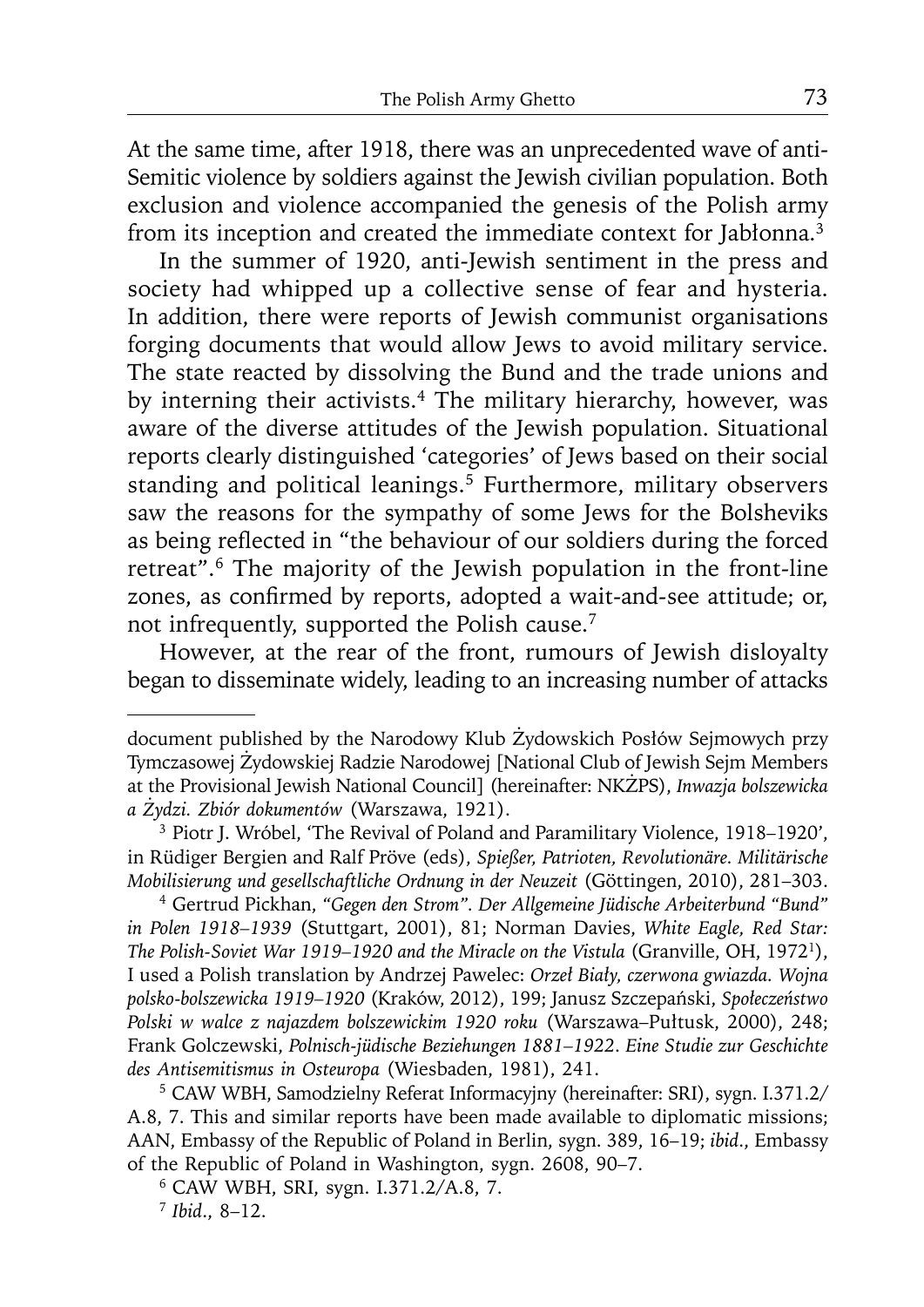At the same time, after 1918, there was an unprecedented wave of anti-Semitic violence by soldiers against the Jewish civilian population. Both exclusion and violence accompanied the genesis of the Polish army from its inception and created the immediate context for Jabłonna.[3]

In the summer of 1920, anti-Jewish sentiment in the press and society had whipped up a collective sense of fear and hysteria. In addition, there were reports of Jewish communist organisations forging documents that would allow Jews to avoid military service. The state reacted by dissolving the Bund and the trade unions and by interning their activists.[4] The military hierarchy, however, was aware of the diverse attitudes of the Jewish population. Situational reports clearly distinguished 'categories' of Jews based on their social standing and political leanings.[5] Furthermore, military observers saw the reasons for the sympathy of some Jews for the Bolsheviks as being reflected in "the behaviour of our soldiers during the forced retreat".[6] The majority of the Jewish population in the front-line zones, as confirmed by reports, adopted a wait-and-see attitude; or, not infrequently, supported the Polish cause.[7]

However, at the rear of the front, rumours of Jewish disloyalty began to disseminate widely, leading to an increasing number of attacks

---

document published by the Narodowy Klub Żydowskich Posłów Sejmowych przy Tymczasowej Żydowskiej Radzie Narodowej [National Club of Jewish Sejm Members at the Provisional Jewish National Council] (hereinafter: NKŻPS), *Inwazja bolszewicka a Żydzi. Zbiór dokumentów* (Warszawa, 1921).

[3] Piotr J. Wróbel, 'The Revival of Poland and Paramilitary Violence, 1918–1920', in Rüdiger Bergien and Ralf Pröve (eds), *Spießer, Patrioten, Revolutionäre. Militärische Mobilisierung und gesellschaftliche Ordnung in der Neuzeit* (Göttingen, 2010), 281–303.

[4] Gertrud Pickhan, *"Gegen den Strom". Der Allgemeine Jüdische Arbeiterbund "Bund" in Polen 1918–1939* (Stuttgart, 2001), 81; Norman Davies, *White Eagle, Red Star: The Polish-Soviet War 1919–1920 and the Miracle on the Vistula* (Granville, OH, 1972[1]), I used a Polish translation by Andrzej Pawelec: *Orzeł Biały, czerwona gwiazda. Wojna polsko-bolszewicka 1919–1920* (Kraków, 2012), 199; Janusz Szczepański, *Społeczeństwo Polski w walce z najazdem bolszewickim 1920 roku* (Warszawa–Pułtusk, 2000), 248; Frank Golczewski, *Polnisch-jüdische Beziehungen 1881–1922. Eine Studie zur Geschichte des Antisemitismus in Osteuropa* (Wiesbaden, 1981), 241.

[5] CAW WBH, Samodzielny Referat Informacyjny (hereinafter: SRI), sygn. I.371.2/A.8, 7. This and similar reports have been made available to diplomatic missions; AAN, Embassy of the Republic of Poland in Berlin, sygn. 389, 16–19; *ibid*., Embassy of the Republic of Poland in Washington, sygn. 2608, 90–7.

[6] CAW WBH, SRI, sygn. I.371.2/A.8, 7.

[7] *Ibid*., 8–12.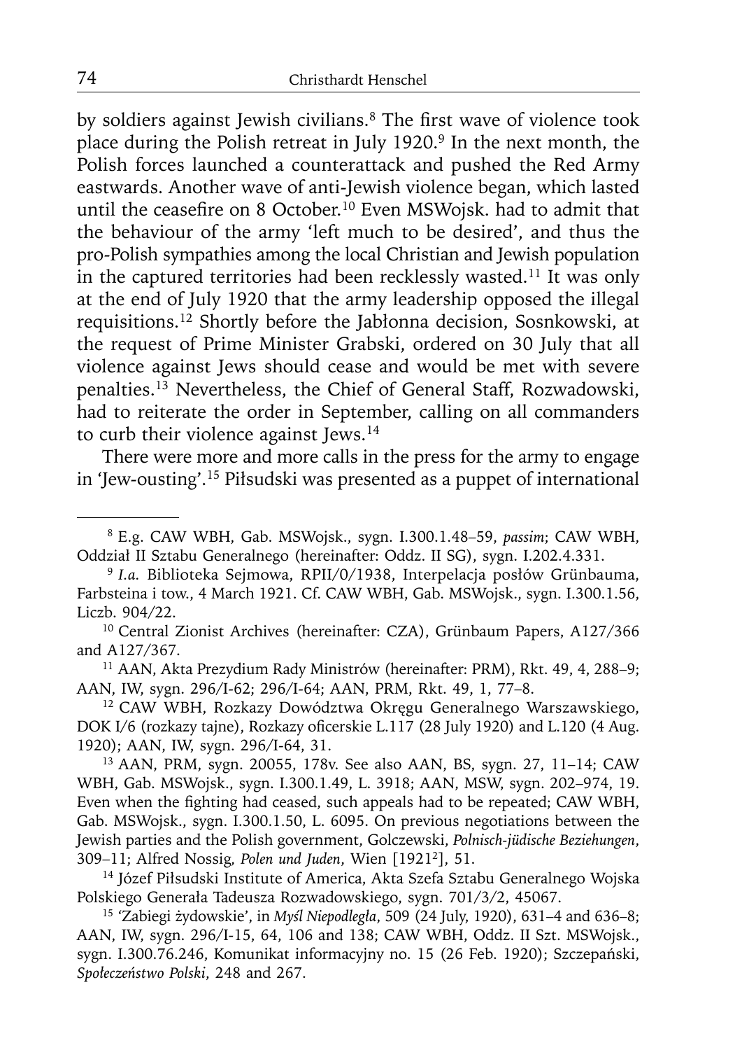by soldiers against Jewish civilians.[8] The first wave of violence took place during the Polish retreat in July 1920.[9] In the next month, the Polish forces launched a counterattack and pushed the Red Army eastwards. Another wave of anti-Jewish violence began, which lasted until the ceasefire on 8 October.[10] Even MSWojsk. had to admit that the behaviour of the army 'left much to be desired', and thus the pro-Polish sympathies among the local Christian and Jewish population in the captured territories had been recklessly wasted.[11] It was only at the end of July 1920 that the army leadership opposed the illegal requisitions.[12] Shortly before the Jabłonna decision, Sosnkowski, at the request of Prime Minister Grabski, ordered on 30 July that all violence against Jews should cease and would be met with severe penalties.[13] Nevertheless, the Chief of General Staff, Rozwadowski, had to reiterate the order in September, calling on all commanders to curb their violence against Jews.[14]

There were more and more calls in the press for the army to engage in 'Jew-ousting'.[15] Piłsudski was presented as a puppet of international

---

[8] E.g. CAW WBH, Gab. MSWojsk., sygn. I.300.1.48–59, *passim*; CAW WBH, Oddział II Sztabu Generalnego (hereinafter: Oddz. II SG), sygn. I.202.4.331.

[9] *I.a.* Biblioteka Sejmowa, RPII/0/1938, Interpelacja posłów Grünbauma, Farbsteina i tow., 4 March 1921. Cf. CAW WBH, Gab. MSWojsk., sygn. I.300.1.56, Liczb. 904/22.

[10] Central Zionist Archives (hereinafter: CZA), Grünbaum Papers, A127/366 and A127/367.

[11] AAN, Akta Prezydium Rady Ministrów (hereinafter: PRM), Rkt. 49, 4, 288–9; AAN, IW, sygn. 296/I-62; 296/I-64; AAN, PRM, Rkt. 49, 1, 77–8.

[12] CAW WBH, Rozkazy Dowództwa Okręgu Generalnego Warszawskiego, DOK I/6 (rozkazy tajne), Rozkazy oficerskie L.117 (28 July 1920) and L.120 (4 Aug. 1920); AAN, IW, sygn. 296/I-64, 31.

[13] AAN, PRM, sygn. 20055, 178v. See also AAN, BS, sygn. 27, 11–14; CAW WBH, Gab. MSWojsk., sygn. I.300.1.49, L. 3918; AAN, MSW, sygn. 202–974, 19. Even when the fighting had ceased, such appeals had to be repeated; CAW WBH, Gab. MSWojsk., sygn. I.300.1.50, L. 6095. On previous negotiations between the Jewish parties and the Polish government, Golczewski, *Polnisch-jüdische Beziehungen*, 309–11; Alfred Nossig, *Polen und Juden*, Wien [1921²], 51.

[14] Józef Piłsudski Institute of America, Akta Szefa Sztabu Generalnego Wojska Polskiego Generała Tadeusza Rozwadowskiego, sygn. 701/3/2, 45067.

[15] 'Zabiegi żydowskie', in *Myśl Niepodległa*, 509 (24 July, 1920), 631–4 and 636–8; AAN, IW, sygn. 296/I-15, 64, 106 and 138; CAW WBH, Oddz. II Szt. MSWojsk., sygn. I.300.76.246, Komunikat informacyjny no. 15 (26 Feb. 1920); Szczepański, *Społeczeństwo Polski*, 248 and 267.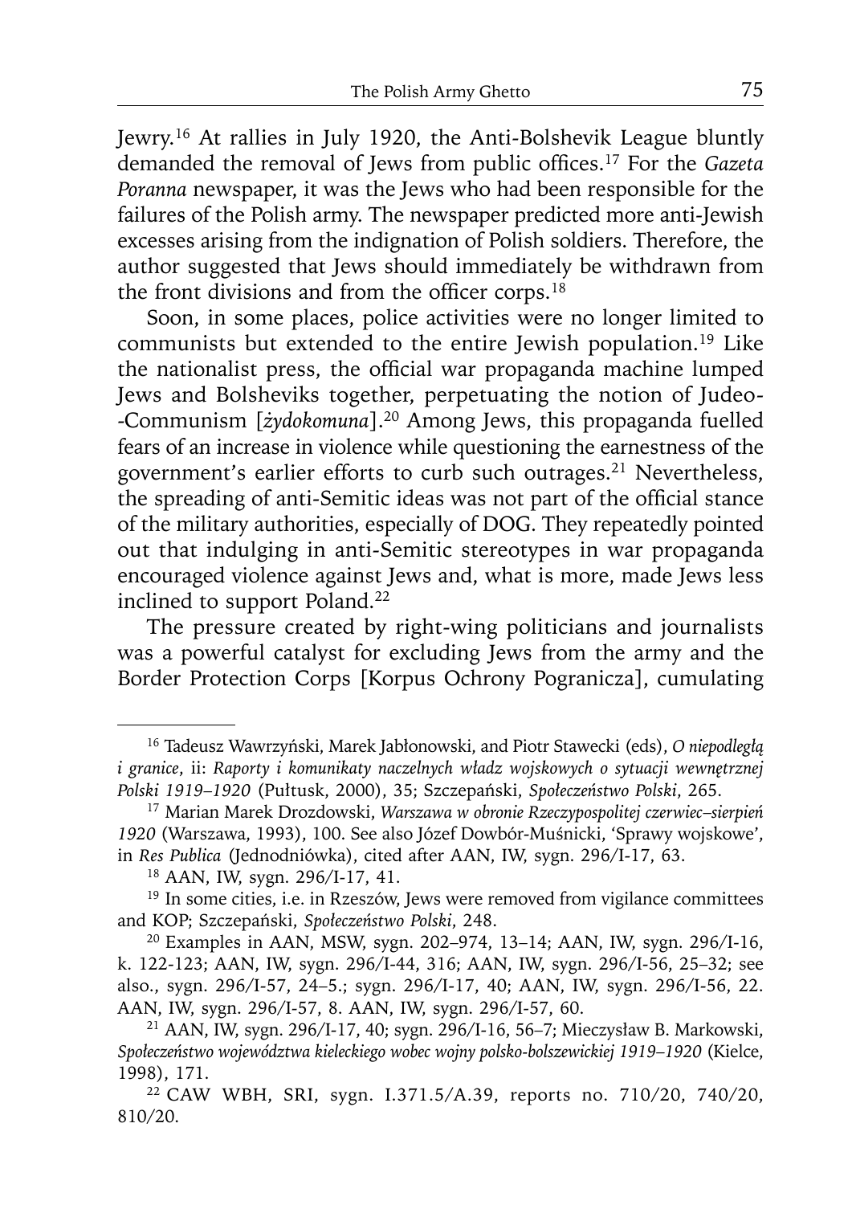Jewry.[16] At rallies in July 1920, the Anti-Bolshevik League bluntly demanded the removal of Jews from public offices.[17] For the *Gazeta Poranna* newspaper, it was the Jews who had been responsible for the failures of the Polish army. The newspaper predicted more anti-Jewish excesses arising from the indignation of Polish soldiers. Therefore, the author suggested that Jews should immediately be withdrawn from the front divisions and from the officer corps.[18]

Soon, in some places, police activities were no longer limited to communists but extended to the entire Jewish population.[19] Like the nationalist press, the official war propaganda machine lumped Jews and Bolsheviks together, perpetuating the notion of Judeo--Communism [*żydokomuna*].[20] Among Jews, this propaganda fuelled fears of an increase in violence while questioning the earnestness of the government's earlier efforts to curb such outrages.[21] Nevertheless, the spreading of anti-Semitic ideas was not part of the official stance of the military authorities, especially of DOG. They repeatedly pointed out that indulging in anti-Semitic stereotypes in war propaganda encouraged violence against Jews and, what is more, made Jews less inclined to support Poland.[22]

The pressure created by right-wing politicians and journalists was a powerful catalyst for excluding Jews from the army and the Border Protection Corps [Korpus Ochrony Pogranicza], cumulating

---

[16] Tadeusz Wawrzyński, Marek Jabłonowski, and Piotr Stawecki (eds), *O niepodległą i granice*, ii: *Raporty i komunikaty naczelnych władz wojskowych o sytuacji wewnętrznej Polski 1919–1920* (Pułtusk, 2000), 35; Szczepański, *Społeczeństwo Polski*, 265.

[17] Marian Marek Drozdowski, *Warszawa w obronie Rzeczypospolitej czerwiec–sierpień 1920* (Warszawa, 1993), 100. See also Józef Dowbór-Muśnicki, 'Sprawy wojskowe', in *Res Publica* (Jednodniówka), cited after AAN, IW, sygn. 296/I-17, 63.

[18] AAN, IW, sygn. 296/I-17, 41.

[19] In some cities, i.e. in Rzeszów, Jews were removed from vigilance committees and KOP; Szczepański, *Społeczeństwo Polski*, 248.

[20] Examples in AAN, MSW, sygn. 202–974, 13–14; AAN, IW, sygn. 296/I-16, k. 122-123; AAN, IW, sygn. 296/I-44, 316; AAN, IW, sygn. 296/I-56, 25–32; see also., sygn. 296/I-57, 24–5.; sygn. 296/I-17, 40; AAN, IW, sygn. 296/I-56, 22. AAN, IW, sygn. 296/I-57, 8. AAN, IW, sygn. 296/I-57, 60.

[21] AAN, IW, sygn. 296/I-17, 40; sygn. 296/I-16, 56–7; Mieczysław B. Markowski, *Społeczeństwo województwa kieleckiego wobec wojny polsko-bolszewickiej 1919–1920* (Kielce, 1998), 171.

[22] CAW WBH, SRI, sygn. I.371.5/A.39, reports no. 710/20, 740/20, 810/20.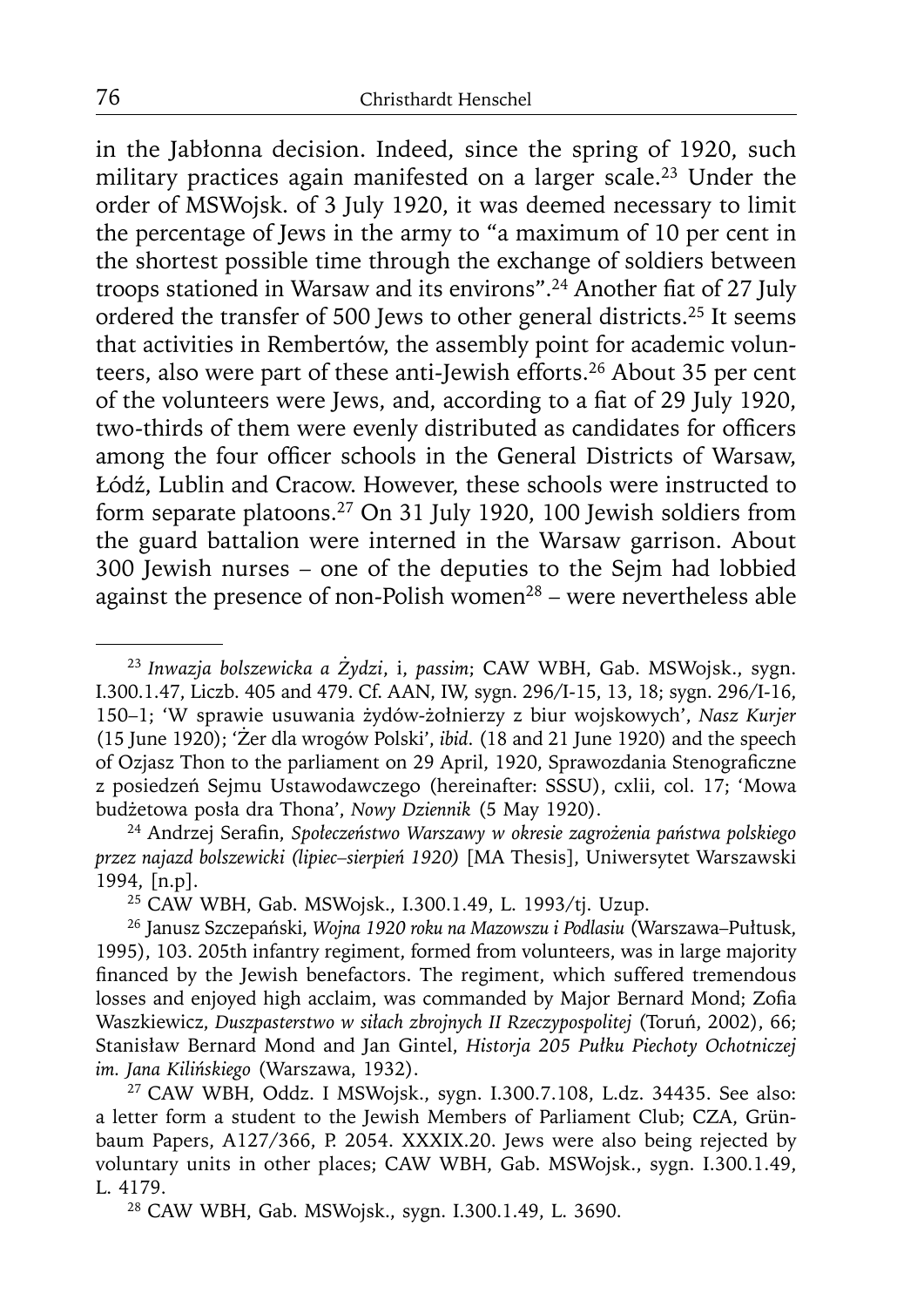in the Jabłonna decision. Indeed, since the spring of 1920, such military practices again manifested on a larger scale.[23] Under the order of MSWojsk. of 3 July 1920, it was deemed necessary to limit the percentage of Jews in the army to "a maximum of 10 per cent in the shortest possible time through the exchange of soldiers between troops stationed in Warsaw and its environs".[24] Another fiat of 27 July ordered the transfer of 500 Jews to other general districts.[25] It seems that activities in Rembertów, the assembly point for academic volunteers, also were part of these anti-Jewish efforts.[26] About 35 per cent of the volunteers were Jews, and, according to a fiat of 29 July 1920, two-thirds of them were evenly distributed as candidates for officers among the four officer schools in the General Districts of Warsaw, Łódź, Lublin and Cracow. However, these schools were instructed to form separate platoons.[27] On 31 July 1920, 100 Jewish soldiers from the guard battalion were interned in the Warsaw garrison. About 300 Jewish nurses – one of the deputies to the Sejm had lobbied against the presence of non-Polish women[28] – were nevertheless able

---

[23] *Inwazja bolszewicka a Żydzi*, i, *passim*; CAW WBH, Gab. MSWojsk., sygn. I.300.1.47, Liczb. 405 and 479. Cf. AAN, IW, sygn. 296/I-15, 13, 18; sygn. 296/I-16, 150–1; 'W sprawie usuwania żydów-żołnierzy z biur wojskowych', *Nasz Kurjer* (15 June 1920); 'Żer dla wrogów Polski', *ibid*. (18 and 21 June 1920) and the speech of Ozjasz Thon to the parliament on 29 April, 1920, Sprawozdania Stenograficzne z posiedzeń Sejmu Ustawodawczego (hereinafter: SSSU), cxlii, col. 17; 'Mowa budżetowa posła dra Thona', *Nowy Dziennik* (5 May 1920).

[24] Andrzej Serafin, *Społeczeństwo Warszawy w okresie zagrożenia państwa polskiego przez najazd bolszewicki (lipiec–sierpień 1920)* [MA Thesis], Uniwersytet Warszawski 1994, [n.p].

[25] CAW WBH, Gab. MSWojsk., I.300.1.49, L. 1993/tj. Uzup.

[26] Janusz Szczepański, *Wojna 1920 roku na Mazowszu i Podlasiu* (Warszawa–Pułtusk, 1995), 103. 205th infantry regiment, formed from volunteers, was in large majority financed by the Jewish benefactors. The regiment, which suffered tremendous losses and enjoyed high acclaim, was commanded by Major Bernard Mond; Zofia Waszkiewicz, *Duszpasterstwo w siłach zbrojnych II Rzeczypospolitej* (Toruń, 2002), 66; Stanisław Bernard Mond and Jan Gintel, *Historja 205 Pułku Piechoty Ochotniczej im. Jana Kilińskiego* (Warszawa, 1932).

[27] CAW WBH, Oddz. I MSWojsk., sygn. I.300.7.108, L.dz. 34435. See also: a letter form a student to the Jewish Members of Parliament Club; CZA, Grünbaum Papers, A127/366, P. 2054. XXXIX.20. Jews were also being rejected by voluntary units in other places; CAW WBH, Gab. MSWojsk., sygn. I.300.1.49, L. 4179.

[28] CAW WBH, Gab. MSWojsk., sygn. I.300.1.49, L. 3690.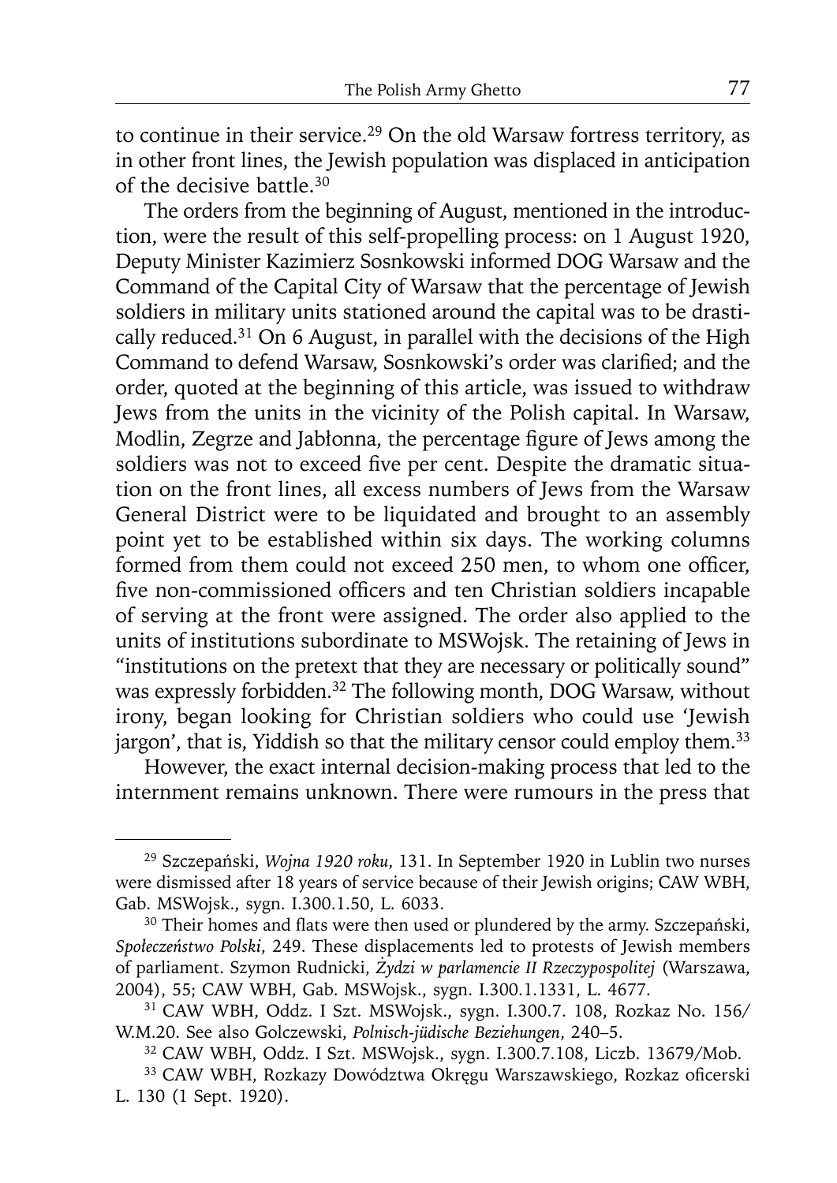to continue in their service.[29] On the old Warsaw fortress territory, as in other front lines, the Jewish population was displaced in anticipation of the decisive battle.[30]

The orders from the beginning of August, mentioned in the introduction, were the result of this self-propelling process: on 1 August 1920, Deputy Minister Kazimierz Sosnkowski informed DOG Warsaw and the Command of the Capital City of Warsaw that the percentage of Jewish soldiers in military units stationed around the capital was to be drastically reduced.[31] On 6 August, in parallel with the decisions of the High Command to defend Warsaw, Sosnkowski's order was clarified; and the order, quoted at the beginning of this article, was issued to withdraw Jews from the units in the vicinity of the Polish capital. In Warsaw, Modlin, Zegrze and Jabłonna, the percentage figure of Jews among the soldiers was not to exceed five per cent. Despite the dramatic situation on the front lines, all excess numbers of Jews from the Warsaw General District were to be liquidated and brought to an assembly point yet to be established within six days. The working columns formed from them could not exceed 250 men, to whom one officer, five non-commissioned officers and ten Christian soldiers incapable of serving at the front were assigned. The order also applied to the units of institutions subordinate to MSWojsk. The retaining of Jews in "institutions on the pretext that they are necessary or politically sound" was expressly forbidden.[32] The following month, DOG Warsaw, without irony, began looking for Christian soldiers who could use 'Jewish jargon', that is, Yiddish so that the military censor could employ them.[33]

However, the exact internal decision-making process that led to the internment remains unknown. There were rumours in the press that

---

[29] Szczepański, *Wojna 1920 roku*, 131. In September 1920 in Lublin two nurses were dismissed after 18 years of service because of their Jewish origins; CAW WBH, Gab. MSWojsk., sygn. I.300.1.50, L. 6033.

[30] Their homes and flats were then used or plundered by the army. Szczepański, *Społeczeństwo Polski*, 249. These displacements led to protests of Jewish members of parliament. Szymon Rudnicki, *Żydzi w parlamencie II Rzeczypospolitej* (Warszawa, 2004), 55; CAW WBH, Gab. MSWojsk., sygn. I.300.1.1331, L. 4677.

[31] CAW WBH, Oddz. I Szt. MSWojsk., sygn. I.300.7. 108, Rozkaz No. 156/ W.M.20. See also Golczewski, *Polnisch-jüdische Beziehungen*, 240–5.

[32] CAW WBH, Oddz. I Szt. MSWojsk., sygn. I.300.7.108, Liczb. 13679/Mob.

[33] CAW WBH, Rozkazy Dowództwa Okręgu Warszawskiego, Rozkaz oficerski L. 130 (1 Sept. 1920).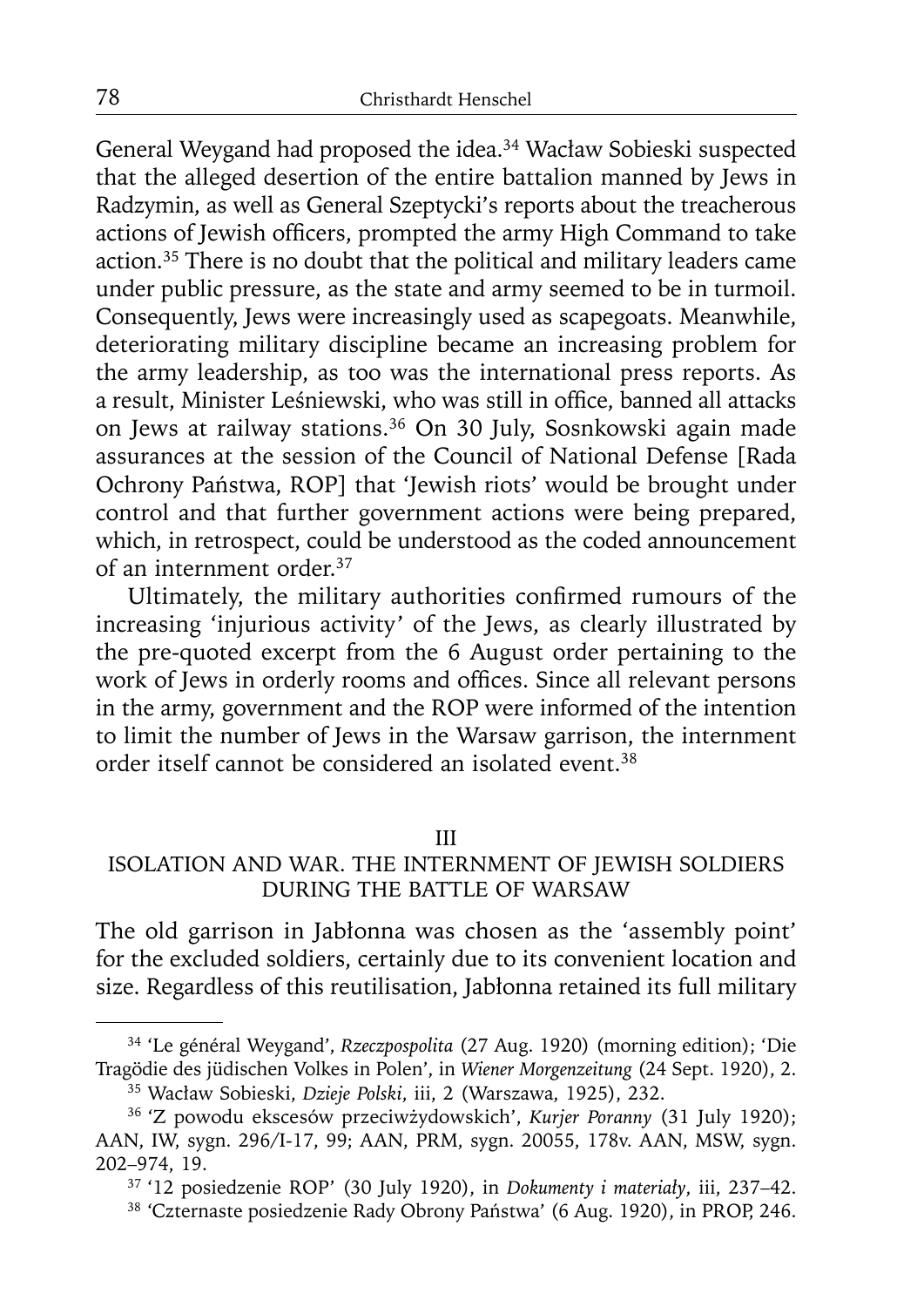General Weygand had proposed the idea.[34] Wacław Sobieski suspected that the alleged desertion of the entire battalion manned by Jews in Radzymin, as well as General Szeptycki's reports about the treacherous actions of Jewish officers, prompted the army High Command to take action.[35] There is no doubt that the political and military leaders came under public pressure, as the state and army seemed to be in turmoil. Consequently, Jews were increasingly used as scapegoats. Meanwhile, deteriorating military discipline became an increasing problem for the army leadership, as too was the international press reports. As a result, Minister Leśniewski, who was still in office, banned all attacks on Jews at railway stations.[36] On 30 July, Sosnkowski again made assurances at the session of the Council of National Defense [Rada Ochrony Państwa, ROP] that 'Jewish riots' would be brought under control and that further government actions were being prepared, which, in retrospect, could be understood as the coded announcement of an internment order.[37]

Ultimately, the military authorities confirmed rumours of the increasing 'injurious activity' of the Jews, as clearly illustrated by the pre-quoted excerpt from the 6 August order pertaining to the work of Jews in orderly rooms and offices. Since all relevant persons in the army, government and the ROP were informed of the intention to limit the number of Jews in the Warsaw garrison, the internment order itself cannot be considered an isolated event.[38]

## III
## ISOLATION AND WAR. THE INTERNMENT OF JEWISH SOLDIERS DURING THE BATTLE OF WARSAW

The old garrison in Jabłonna was chosen as the 'assembly point' for the excluded soldiers, certainly due to its convenient location and size. Regardless of this reutilisation, Jabłonna retained its full military

---

[34] 'Le général Weygand', *Rzeczpospolita* (27 Aug. 1920) (morning edition); 'Die Tragödie des jüdischen Volkes in Polen', in *Wiener Morgenzeitung* (24 Sept. 1920), 2.

[35] Wacław Sobieski, *Dzieje Polski*, iii, 2 (Warszawa, 1925), 232.

[36] 'Z powodu ekscesów przeciwżydowskich', *Kurjer Poranny* (31 July 1920); AAN, IW, sygn. 296/I-17, 99; AAN, PRM, sygn. 20055, 178v. AAN, MSW, sygn. 202–974, 19.

[37] '12 posiedzenie ROP' (30 July 1920), in *Dokumenty i materiały*, iii, 237–42.

[38] 'Czternaste posiedzenie Rady Obrony Państwa' (6 Aug. 1920), in PROP, 246.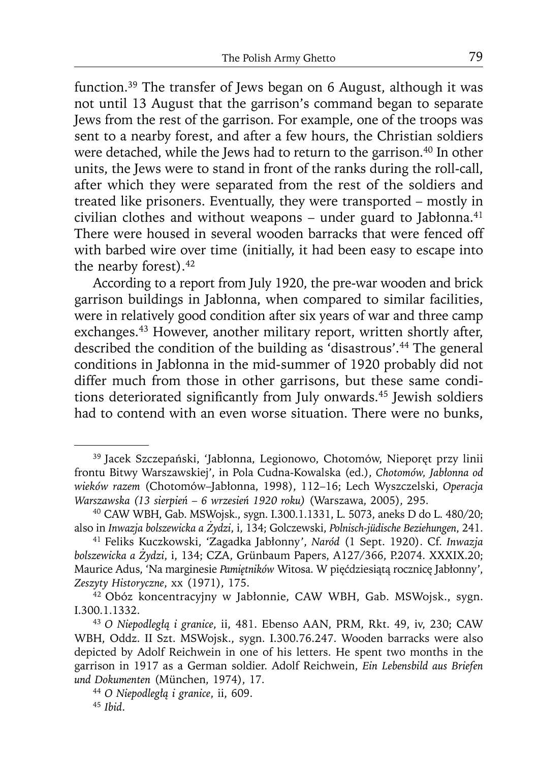function.[39] The transfer of Jews began on 6 August, although it was not until 13 August that the garrison's command began to separate Jews from the rest of the garrison. For example, one of the troops was sent to a nearby forest, and after a few hours, the Christian soldiers were detached, while the Jews had to return to the garrison.[40] In other units, the Jews were to stand in front of the ranks during the roll-call, after which they were separated from the rest of the soldiers and treated like prisoners. Eventually, they were transported – mostly in civilian clothes and without weapons – under guard to Jabłonna.[41] There were housed in several wooden barracks that were fenced off with barbed wire over time (initially, it had been easy to escape into the nearby forest).[42]

According to a report from July 1920, the pre-war wooden and brick garrison buildings in Jabłonna, when compared to similar facilities, were in relatively good condition after six years of war and three camp exchanges.[43] However, another military report, written shortly after, described the condition of the building as 'disastrous'.[44] The general conditions in Jabłonna in the mid-summer of 1920 probably did not differ much from those in other garrisons, but these same conditions deteriorated significantly from July onwards.[45] Jewish soldiers had to contend with an even worse situation. There were no bunks,

---

[39] Jacek Szczepański, 'Jabłonna, Legionowo, Chotomów, Nieporęt przy linii frontu Bitwy Warszawskiej', in Pola Cudna-Kowalska (ed.), *Chotomów, Jabłonna od wieków razem* (Chotomów–Jabłonna, 1998), 112–16; Lech Wyszczelski, *Operacja Warszawska (13 sierpień – 6 wrzesień 1920 roku)* (Warszawa, 2005), 295.

[40] CAW WBH, Gab. MSWojsk., sygn. I.300.1.1331, L. 5073, aneks D do L. 480/20; also in *Inwazja bolszewicka a Żydzi*, i, 134; Golczewski, *Polnisch-jüdische Beziehungen*, 241.

[41] Feliks Kuczkowski, 'Zagadka Jabłonny', *Naród* (1 Sept. 1920). Cf. *Inwazja bolszewicka a Żydzi*, i, 134; CZA, Grünbaum Papers, A127/366, P.2074. XXXIX.20; Maurice Adus, 'Na marginesie *Pamiętników* Witosa. W pięćdziesiątą rocznicę Jabłonny', *Zeszyty Historyczne*, xx (1971), 175.

[42] Obóz koncentracyjny w Jabłonnie, CAW WBH, Gab. MSWojsk., sygn. I.300.1.1332.

[43] *O Niepodległą i granice*, ii, 481. Ebenso AAN, PRM, Rkt. 49, iv, 230; CAW WBH, Oddz. II Szt. MSWojsk., sygn. I.300.76.247. Wooden barracks were also depicted by Adolf Reichwein in one of his letters. He spent two months in the garrison in 1917 as a German soldier. Adolf Reichwein, *Ein Lebensbild aus Briefen und Dokumenten* (München, 1974), 17.

[44] *O Niepodległą i granice*, ii, 609.

[45] *Ibid*.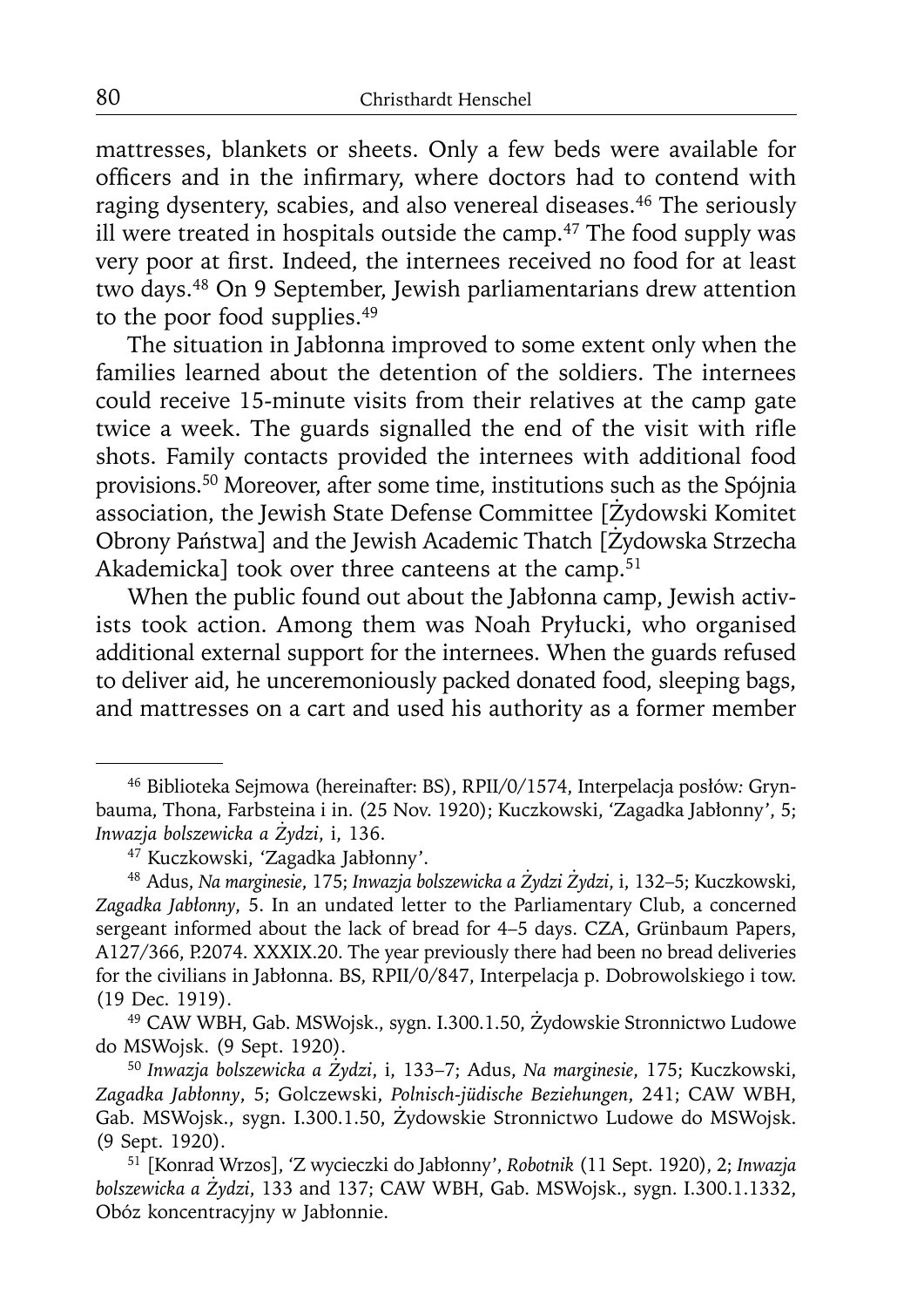mattresses, blankets or sheets. Only a few beds were available for officers and in the infirmary, where doctors had to contend with raging dysentery, scabies, and also venereal diseases.[46] The seriously ill were treated in hospitals outside the camp.[47] The food supply was very poor at first. Indeed, the internees received no food for at least two days.[48] On 9 September, Jewish parliamentarians drew attention to the poor food supplies.[49]

The situation in Jabłonna improved to some extent only when the families learned about the detention of the soldiers. The internees could receive 15-minute visits from their relatives at the camp gate twice a week. The guards signalled the end of the visit with rifle shots. Family contacts provided the internees with additional food provisions.[50] Moreover, after some time, institutions such as the Spójnia association, the Jewish State Defense Committee [Żydowski Komitet Obrony Państwa] and the Jewish Academic Thatch [Żydowska Strzecha Akademicka] took over three canteens at the camp.[51]

When the public found out about the Jabłonna camp, Jewish activists took action. Among them was Noah Pryłucki, who organised additional external support for the internees. When the guards refused to deliver aid, he unceremoniously packed donated food, sleeping bags, and mattresses on a cart and used his authority as a former member

---

[46] Biblioteka Sejmowa (hereinafter: BS), RPII/0/1574, Interpelacja posłów: Grynbauma, Thona, Farbsteina i in. (25 Nov. 1920); Kuczkowski, 'Zagadka Jabłonny', 5; *Inwazja bolszewicka a Żydzi*, i, 136.

[47] Kuczkowski, 'Zagadka Jabłonny'.

[48] Adus, *Na marginesie*, 175; *Inwazja bolszewicka a Żydzi Żydzi*, i, 132–5; Kuczkowski, *Zagadka Jabłonny*, 5. In an undated letter to the Parliamentary Club, a concerned sergeant informed about the lack of bread for 4–5 days. CZA, Grünbaum Papers, A127/366, P.2074. XXXIX.20. The year previously there had been no bread deliveries for the civilians in Jabłonna. BS, RPII/0/847, Interpelacja p. Dobrowolskiego i tow. (19 Dec. 1919).

[49] CAW WBH, Gab. MSWojsk., sygn. I.300.1.50, Żydowskie Stronnictwo Ludowe do MSWojsk. (9 Sept. 1920).

[50] *Inwazja bolszewicka a Żydzi*, i, 133–7; Adus, *Na marginesie*, 175; Kuczkowski, *Zagadka Jabłonny*, 5; Golczewski, *Polnisch-jüdische Beziehungen*, 241; CAW WBH, Gab. MSWojsk., sygn. I.300.1.50, Żydowskie Stronnictwo Ludowe do MSWojsk. (9 Sept. 1920).

[51] [Konrad Wrzos], 'Z wycieczki do Jabłonny', *Robotnik* (11 Sept. 1920), 2; *Inwazja bolszewicka a Żydzi*, 133 and 137; CAW WBH, Gab. MSWojsk., sygn. I.300.1.1332, Obóz koncentracyjny w Jabłonnie.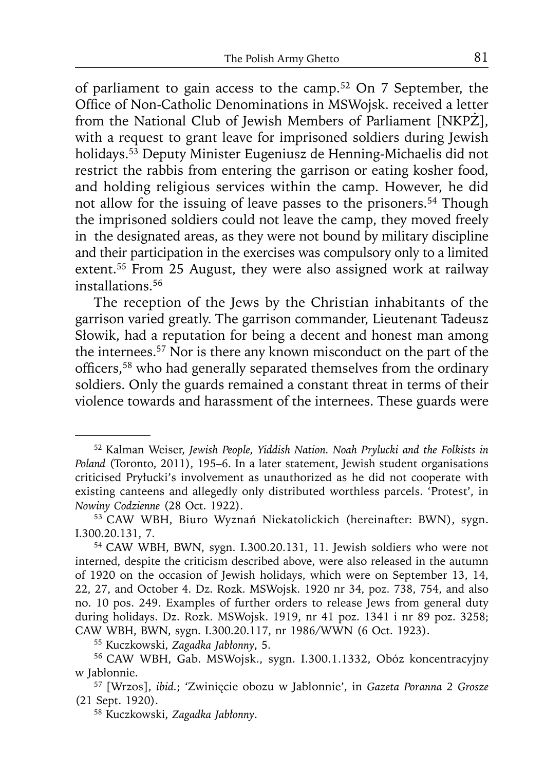of parliament to gain access to the camp.[52] On 7 September, the Office of Non-Catholic Denominations in MSWojsk. received a letter from the National Club of Jewish Members of Parliament [NKPŻ], with a request to grant leave for imprisoned soldiers during Jewish holidays.[53] Deputy Minister Eugeniusz de Henning-Michaelis did not restrict the rabbis from entering the garrison or eating kosher food, and holding religious services within the camp. However, he did not allow for the issuing of leave passes to the prisoners.[54] Though the imprisoned soldiers could not leave the camp, they moved freely in the designated areas, as they were not bound by military discipline and their participation in the exercises was compulsory only to a limited extent.[55] From 25 August, they were also assigned work at railway installations.[56]

The reception of the Jews by the Christian inhabitants of the garrison varied greatly. The garrison commander, Lieutenant Tadeusz Słowik, had a reputation for being a decent and honest man among the internees.[57] Nor is there any known misconduct on the part of the officers,[58] who had generally separated themselves from the ordinary soldiers. Only the guards remained a constant threat in terms of their violence towards and harassment of the internees. These guards were

---

[52] Kalman Weiser, *Jewish People, Yiddish Nation. Noah Prylucki and the Folkists in Poland* (Toronto, 2011), 195–6. In a later statement, Jewish student organisations criticised Pryłucki's involvement as unauthorized as he did not cooperate with existing canteens and allegedly only distributed worthless parcels. 'Protest', in *Nowiny Codzienne* (28 Oct. 1922).

[53] CAW WBH, Biuro Wyznań Niekatolickich (hereinafter: BWN), sygn. I.300.20.131, 7.

[54] CAW WBH, BWN, sygn. I.300.20.131, 11. Jewish soldiers who were not interned, despite the criticism described above, were also released in the autumn of 1920 on the occasion of Jewish holidays, which were on September 13, 14, 22, 27, and October 4. Dz. Rozk. MSWojsk. 1920 nr 34, poz. 738, 754, and also no. 10 pos. 249. Examples of further orders to release Jews from general duty during holidays. Dz. Rozk. MSWojsk. 1919, nr 41 poz. 1341 i nr 89 poz. 3258; CAW WBH, BWN, sygn. I.300.20.117, nr 1986/WWN (6 Oct. 1923).

[55] Kuczkowski, *Zagadka Jabłonny*, 5.

[56] CAW WBH, Gab. MSWojsk., sygn. I.300.1.1332, Obóz koncentracyjny w Jabłonnie.

[57] [Wrzos], *ibid.*; 'Zwinięcie obozu w Jabłonnie', in *Gazeta Poranna 2 Grosze* (21 Sept. 1920).

[58] Kuczkowski, *Zagadka Jabłonny*.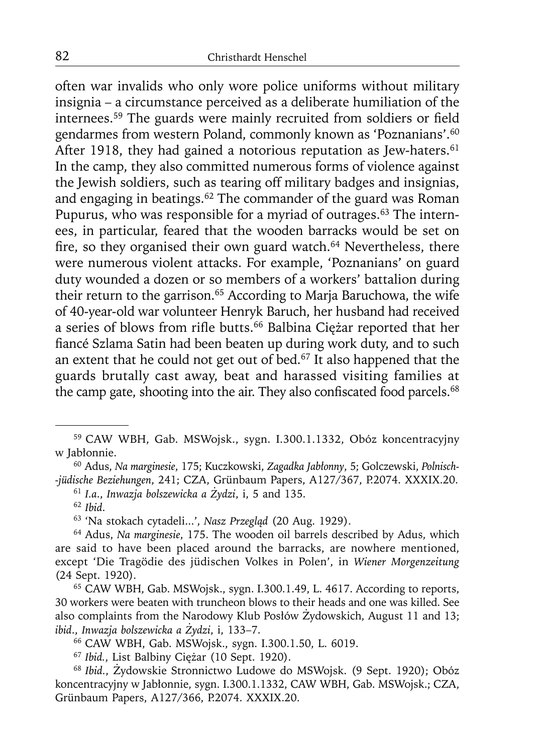often war invalids who only wore police uniforms without military insignia – a circumstance perceived as a deliberate humiliation of the internees.[59] The guards were mainly recruited from soldiers or field gendarmes from western Poland, commonly known as 'Poznanians'.[60] After 1918, they had gained a notorious reputation as Jew-haters.[61] In the camp, they also committed numerous forms of violence against the Jewish soldiers, such as tearing off military badges and insignias, and engaging in beatings.[62] The commander of the guard was Roman Pupurus, who was responsible for a myriad of outrages.[63] The internees, in particular, feared that the wooden barracks would be set on fire, so they organised their own guard watch.[64] Nevertheless, there were numerous violent attacks. For example, 'Poznanians' on guard duty wounded a dozen or so members of a workers' battalion during their return to the garrison.[65] According to Marja Baruchowa, the wife of 40-year-old war volunteer Henryk Baruch, her husband had received a series of blows from rifle butts.[66] Balbina Ciężar reported that her fiancé Szlama Satin had been beaten up during work duty, and to such an extent that he could not get out of bed.[67] It also happened that the guards brutally cast away, beat and harassed visiting families at the camp gate, shooting into the air. They also confiscated food parcels.[68]

---

[59] CAW WBH, Gab. MSWojsk., sygn. I.300.1.1332, Obóz koncentracyjny w Jabłonnie.

[60] Adus, *Na marginesie*, 175; Kuczkowski, *Zagadka Jabłonny*, 5; Golczewski, *Polnisch--jüdische Beziehungen*, 241; CZA, Grünbaum Papers, A127/367, P.2074. XXXIX.20.

[61] *I.a.*, *Inwazja bolszewicka a Żydzi*, i, 5 and 135.

[62] *Ibid.*

[63] 'Na stokach cytadeli...', *Nasz Przegląd* (20 Aug. 1929).

[64] Adus, *Na marginesie*, 175. The wooden oil barrels described by Adus, which are said to have been placed around the barracks, are nowhere mentioned, except 'Die Tragödie des jüdischen Volkes in Polen', in *Wiener Morgenzeitung* (24 Sept. 1920).

[65] CAW WBH, Gab. MSWojsk., sygn. I.300.1.49, L. 4617. According to reports, 30 workers were beaten with truncheon blows to their heads and one was killed. See also complaints from the Narodowy Klub Posłów Żydowskich, August 11 and 13; *ibid.*, *Inwazja bolszewicka a Żydzi*, i, 133–7.

[66] CAW WBH, Gab. MSWojsk., sygn. I.300.1.50, L. 6019.

[67] *Ibid.*, List Balbiny Ciężar (10 Sept. 1920).

[68] *Ibid.*, Żydowskie Stronnictwo Ludowe do MSWojsk. (9 Sept. 1920); Obóz koncentracyjny w Jabłonnie, sygn. I.300.1.1332, CAW WBH, Gab. MSWojsk.; CZA, Grünbaum Papers, A127/366, P.2074. XXXIX.20.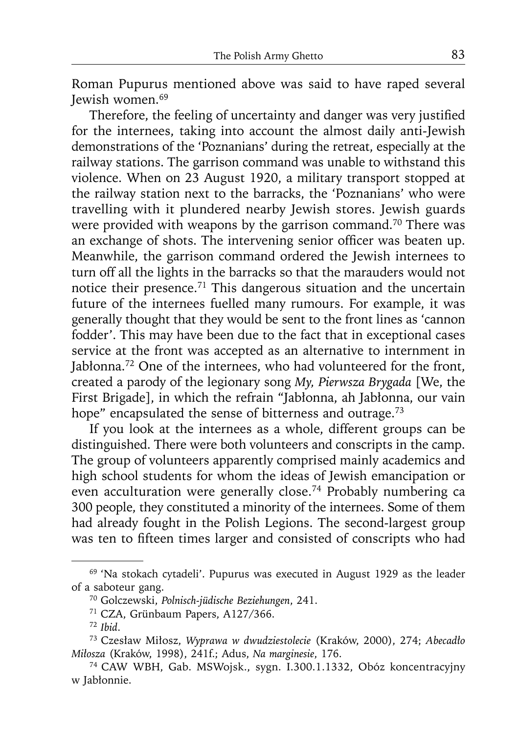Roman Pupurus mentioned above was said to have raped several Jewish women.[69]

Therefore, the feeling of uncertainty and danger was very justified for the internees, taking into account the almost daily anti-Jewish demonstrations of the 'Poznanians' during the retreat, especially at the railway stations. The garrison command was unable to withstand this violence. When on 23 August 1920, a military transport stopped at the railway station next to the barracks, the 'Poznanians' who were travelling with it plundered nearby Jewish stores. Jewish guards were provided with weapons by the garrison command.[70] There was an exchange of shots. The intervening senior officer was beaten up. Meanwhile, the garrison command ordered the Jewish internees to turn off all the lights in the barracks so that the marauders would not notice their presence.[71] This dangerous situation and the uncertain future of the internees fuelled many rumours. For example, it was generally thought that they would be sent to the front lines as 'cannon fodder'. This may have been due to the fact that in exceptional cases service at the front was accepted as an alternative to internment in Jabłonna.[72] One of the internees, who had volunteered for the front, created a parody of the legionary song *My, Pierwsza Brygada* [We, the First Brigade], in which the refrain "Jabłonna, ah Jabłonna, our vain hope" encapsulated the sense of bitterness and outrage.[73]

If you look at the internees as a whole, different groups can be distinguished. There were both volunteers and conscripts in the camp. The group of volunteers apparently comprised mainly academics and high school students for whom the ideas of Jewish emancipation or even acculturation were generally close.[74] Probably numbering ca 300 people, they constituted a minority of the internees. Some of them had already fought in the Polish Legions. The second-largest group was ten to fifteen times larger and consisted of conscripts who had

---

[69] 'Na stokach cytadeli'. Pupurus was executed in August 1929 as the leader of a saboteur gang.

[70] Golczewski, *Polnisch-jüdische Beziehungen*, 241.

[71] CZA, Grünbaum Papers, A127/366.

[72] *Ibid.*

[73] Czesław Miłosz, *Wyprawa w dwudziestolecie* (Kraków, 2000), 274; *Abecadło Miłosza* (Kraków, 1998), 241f.; Adus, *Na marginesie*, 176.

[74] CAW WBH, Gab. MSWojsk., sygn. I.300.1.1332, Obóz koncentracyjny w Jabłonnie.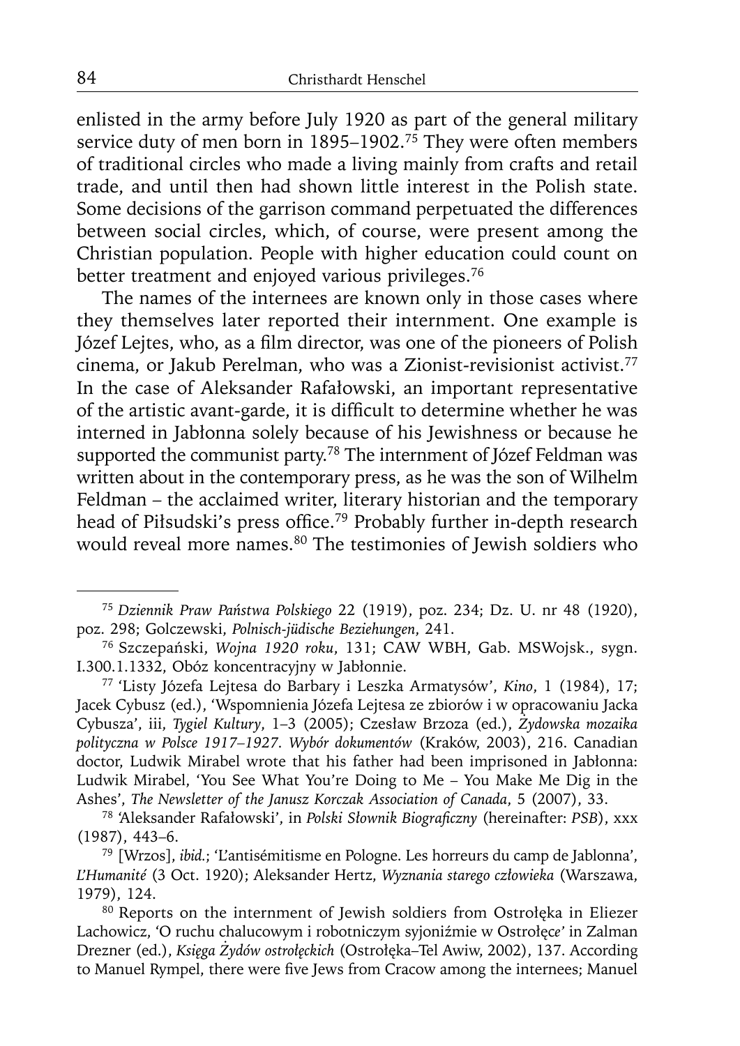enlisted in the army before July 1920 as part of the general military service duty of men born in 1895–1902.[75] They were often members of traditional circles who made a living mainly from crafts and retail trade, and until then had shown little interest in the Polish state. Some decisions of the garrison command perpetuated the differences between social circles, which, of course, were present among the Christian population. People with higher education could count on better treatment and enjoyed various privileges.[76]

The names of the internees are known only in those cases where they themselves later reported their internment. One example is Józef Lejtes, who, as a film director, was one of the pioneers of Polish cinema, or Jakub Perelman, who was a Zionist-revisionist activist.[77] In the case of Aleksander Rafałowski, an important representative of the artistic avant-garde, it is difficult to determine whether he was interned in Jabłonna solely because of his Jewishness or because he supported the communist party.[78] The internment of Józef Feldman was written about in the contemporary press, as he was the son of Wilhelm Feldman – the acclaimed writer, literary historian and the temporary head of Piłsudski's press office.[79] Probably further in-depth research would reveal more names.[80] The testimonies of Jewish soldiers who

---

[75] *Dziennik Praw Państwa Polskiego* 22 (1919), poz. 234; Dz. U. nr 48 (1920), poz. 298; Golczewski, *Polnisch-jüdische Beziehungen*, 241.

[76] Szczepański, *Wojna 1920 roku*, 131; CAW WBH, Gab. MSWojsk., sygn. I.300.1.1332, Obóz koncentracyjny w Jabłonnie.

[77] 'Listy Józefa Lejtesa do Barbary i Leszka Armatysów', *Kino*, 1 (1984), 17; Jacek Cybusz (ed.), 'Wspomnienia Józefa Lejtesa ze zbiorów i w opracowaniu Jacka Cybusza', iii, *Tygiel Kultury*, 1–3 (2005); Czesław Brzoza (ed.), *Żydowska mozaika polityczna w Polsce 1917–1927. Wybór dokumentów* (Kraków, 2003), 216. Canadian doctor, Ludwik Mirabel wrote that his father had been imprisoned in Jabłonna: Ludwik Mirabel, 'You See What You're Doing to Me – You Make Me Dig in the Ashes', *The Newsletter of the Janusz Korczak Association of Canada*, 5 (2007), 33.

[78] 'Aleksander Rafałowski', in *Polski Słownik Biograficzny* (hereinafter: *PSB*), xxx (1987), 443–6.

[79] [Wrzos], *ibid.*; 'L'antisémitisme en Pologne. Les horreurs du camp de Jablonna', *L'Humanité* (3 Oct. 1920); Aleksander Hertz, *Wyznania starego człowieka* (Warszawa, 1979), 124.

[80] Reports on the internment of Jewish soldiers from Ostrołęka in Eliezer Lachowicz, 'O ruchu chalucowym i robotniczym syjoniźmie w Ostrołęce' in Zalman Drezner (ed.), *Księga Żydów ostrołęckich* (Ostrołęka–Tel Awiw, 2002), 137. According to Manuel Rympel, there were five Jews from Cracow among the internees; Manuel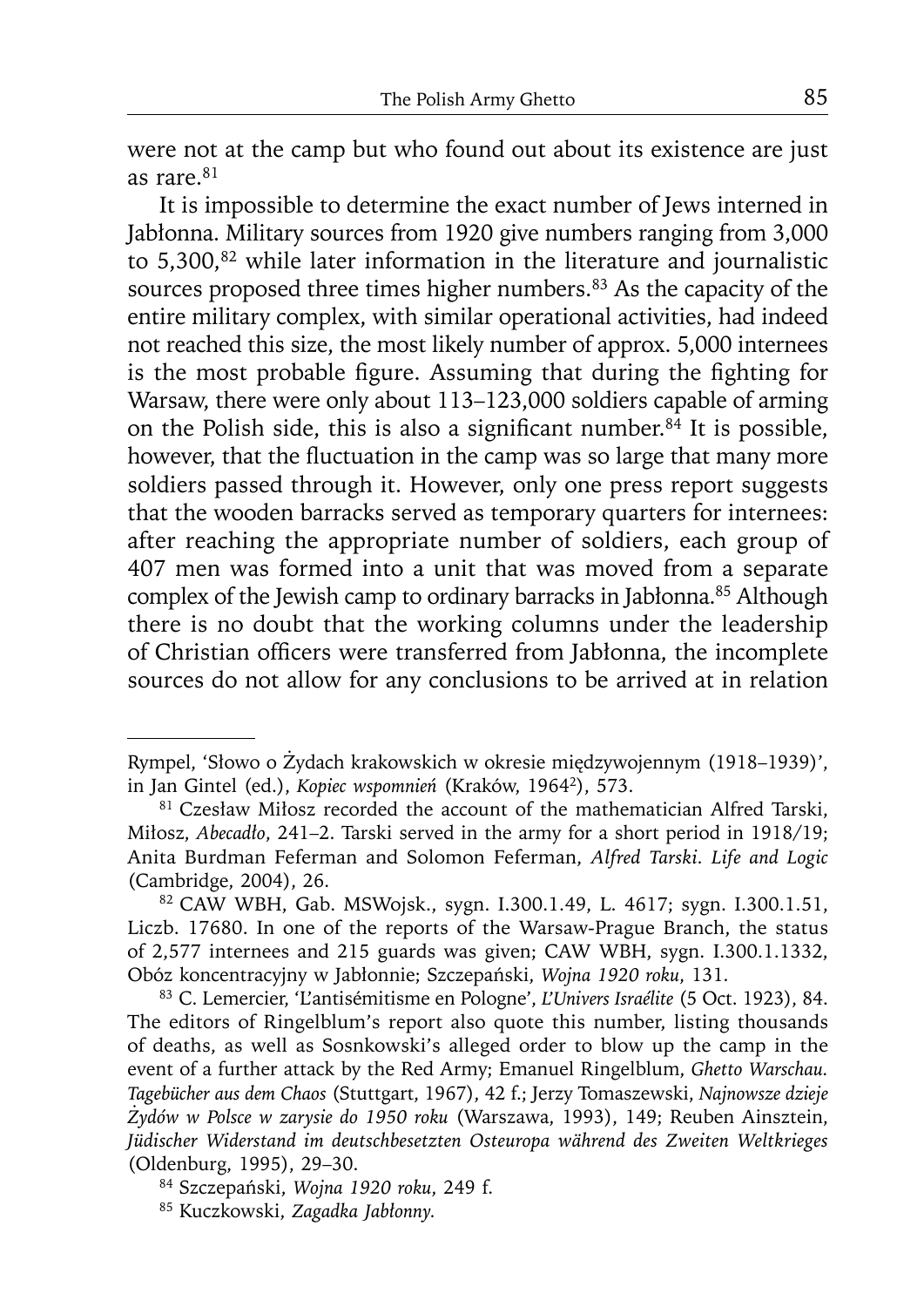were not at the camp but who found out about its existence are just as rare.[81]

It is impossible to determine the exact number of Jews interned in Jabłonna. Military sources from 1920 give numbers ranging from 3,000 to 5,300,[82] while later information in the literature and journalistic sources proposed three times higher numbers.[83] As the capacity of the entire military complex, with similar operational activities, had indeed not reached this size, the most likely number of approx. 5,000 internees is the most probable figure. Assuming that during the fighting for Warsaw, there were only about 113–123,000 soldiers capable of arming on the Polish side, this is also a significant number.[84] It is possible, however, that the fluctuation in the camp was so large that many more soldiers passed through it. However, only one press report suggests that the wooden barracks served as temporary quarters for internees: after reaching the appropriate number of soldiers, each group of 407 men was formed into a unit that was moved from a separate complex of the Jewish camp to ordinary barracks in Jabłonna.[85] Although there is no doubt that the working columns under the leadership of Christian officers were transferred from Jabłonna, the incomplete sources do not allow for any conclusions to be arrived at in relation

---

Rympel, 'Słowo o Żydach krakowskich w okresie międzywojennym (1918–1939)', in Jan Gintel (ed.), *Kopiec wspomnień* (Kraków, 1964²), 573.

[81] Czesław Miłosz recorded the account of the mathematician Alfred Tarski, Miłosz, *Abecadło*, 241–2. Tarski served in the army for a short period in 1918/19; Anita Burdman Feferman and Solomon Feferman, *Alfred Tarski. Life and Logic* (Cambridge, 2004), 26.

[82] CAW WBH, Gab. MSWojsk., sygn. I.300.1.49, L. 4617; sygn. I.300.1.51, Liczb. 17680. In one of the reports of the Warsaw-Prague Branch, the status of 2,577 internees and 215 guards was given; CAW WBH, sygn. I.300.1.1332, Obóz koncentracyjny w Jabłonnie; Szczepański, *Wojna 1920 roku*, 131.

[83] C. Lemercier, 'L'antisémitisme en Pologne', *L'Univers Israélite* (5 Oct. 1923), 84. The editors of Ringelblum's report also quote this number, listing thousands of deaths, as well as Sosnkowski's alleged order to blow up the camp in the event of a further attack by the Red Army; Emanuel Ringelblum, *Ghetto Warschau. Tagebücher aus dem Chaos* (Stuttgart, 1967), 42 f.; Jerzy Tomaszewski, *Najnowsze dzieje Żydów w Polsce w zarysie do 1950 roku* (Warszawa, 1993), 149; Reuben Ainsztein, *Jüdischer Widerstand im deutschbesetzten Osteuropa während des Zweiten Weltkrieges* (Oldenburg, 1995), 29–30.

[84] Szczepański, *Wojna 1920 roku*, 249 f.

[85] Kuczkowski, *Zagadka Jabłonny*.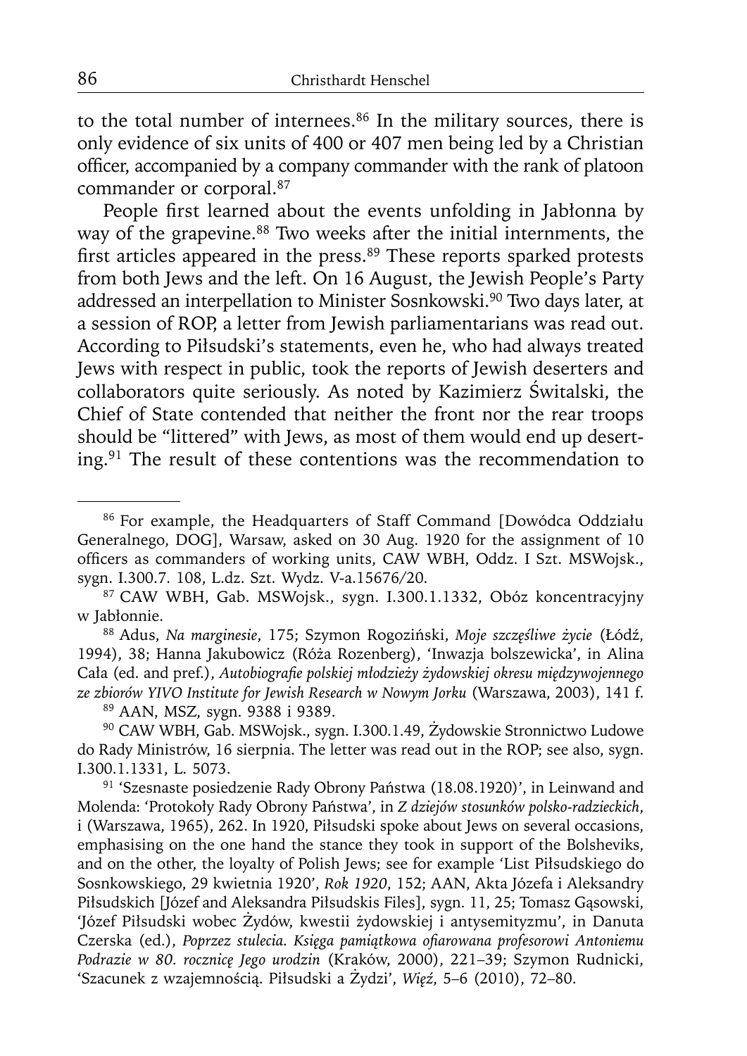to the total number of internees.[86] In the military sources, there is only evidence of six units of 400 or 407 men being led by a Christian officer, accompanied by a company commander with the rank of platoon commander or corporal.[87]

People first learned about the events unfolding in Jabłonna by way of the grapevine.[88] Two weeks after the initial internments, the first articles appeared in the press.[89] These reports sparked protests from both Jews and the left. On 16 August, the Jewish People's Party addressed an interpellation to Minister Sosnkowski.[90] Two days later, at a session of ROP, a letter from Jewish parliamentarians was read out. According to Piłsudski's statements, even he, who had always treated Jews with respect in public, took the reports of Jewish deserters and collaborators quite seriously. As noted by Kazimierz Świtalski, the Chief of State contended that neither the front nor the rear troops should be "littered" with Jews, as most of them would end up deserting.[91] The result of these contentions was the recommendation to

---

[86] For example, the Headquarters of Staff Command [Dowódca Oddziału Generalnego, DOG], Warsaw, asked on 30 Aug. 1920 for the assignment of 10 officers as commanders of working units, CAW WBH, Oddz. I Szt. MSWojsk., sygn. I.300.7. 108, L.dz. Szt. Wydz. V-a.15676/20.

[87] CAW WBH, Gab. MSWojsk., sygn. I.300.1.1332, Obóz koncentracyjny w Jabłonnie.

[88] Adus, *Na marginesie*, 175; Szymon Rogoziński, *Moje szczęśliwe życie* (Łódź, 1994), 38; Hanna Jakubowicz (Róża Rozenberg), 'Inwazja bolszewicka', in Alina Cała (ed. and pref.), *Autobiografie polskiej młodzieży żydowskiej okresu międzywojennego ze zbiorów YIVO Institute for Jewish Research w Nowym Jorku* (Warszawa, 2003), 141 f.

[89] AAN, MSZ, sygn. 9388 i 9389.

[90] CAW WBH, Gab. MSWojsk., sygn. I.300.1.49, Żydowskie Stronnictwo Ludowe do Rady Ministrów, 16 sierpnia. The letter was read out in the ROP; see also, sygn. I.300.1.1331, L. 5073.

[91] 'Szesnaste posiedzenie Rady Obrony Państwa (18.08.1920)', in Leinwand and Molenda: 'Protokoły Rady Obrony Państwa', in *Z dziejów stosunków polsko-radzieckich*, i (Warszawa, 1965), 262. In 1920, Piłsudski spoke about Jews on several occasions, emphasising on the one hand the stance they took in support of the Bolsheviks, and on the other, the loyalty of Polish Jews; see for example 'List Piłsudskiego do Sosnkowskiego, 29 kwietnia 1920', *Rok 1920*, 152; AAN, Akta Józefa i Aleksandry Piłsudskich [Józef and Aleksandra Piłsudskis Files], sygn. 11, 25; Tomasz Gąsowski, 'Józef Piłsudski wobec Żydów, kwestii żydowskiej i antysemityzmu', in Danuta Czerska (ed.), *Poprzez stulecia. Księga pamiątkowa ofiarowana profesorowi Antoniemu Podrazie w 80. rocznicę Jego urodzin* (Kraków, 2000), 221–39; Szymon Rudnicki, 'Szacunek z wzajemnością. Piłsudski a Żydzi', *Więź*, 5–6 (2010), 72–80.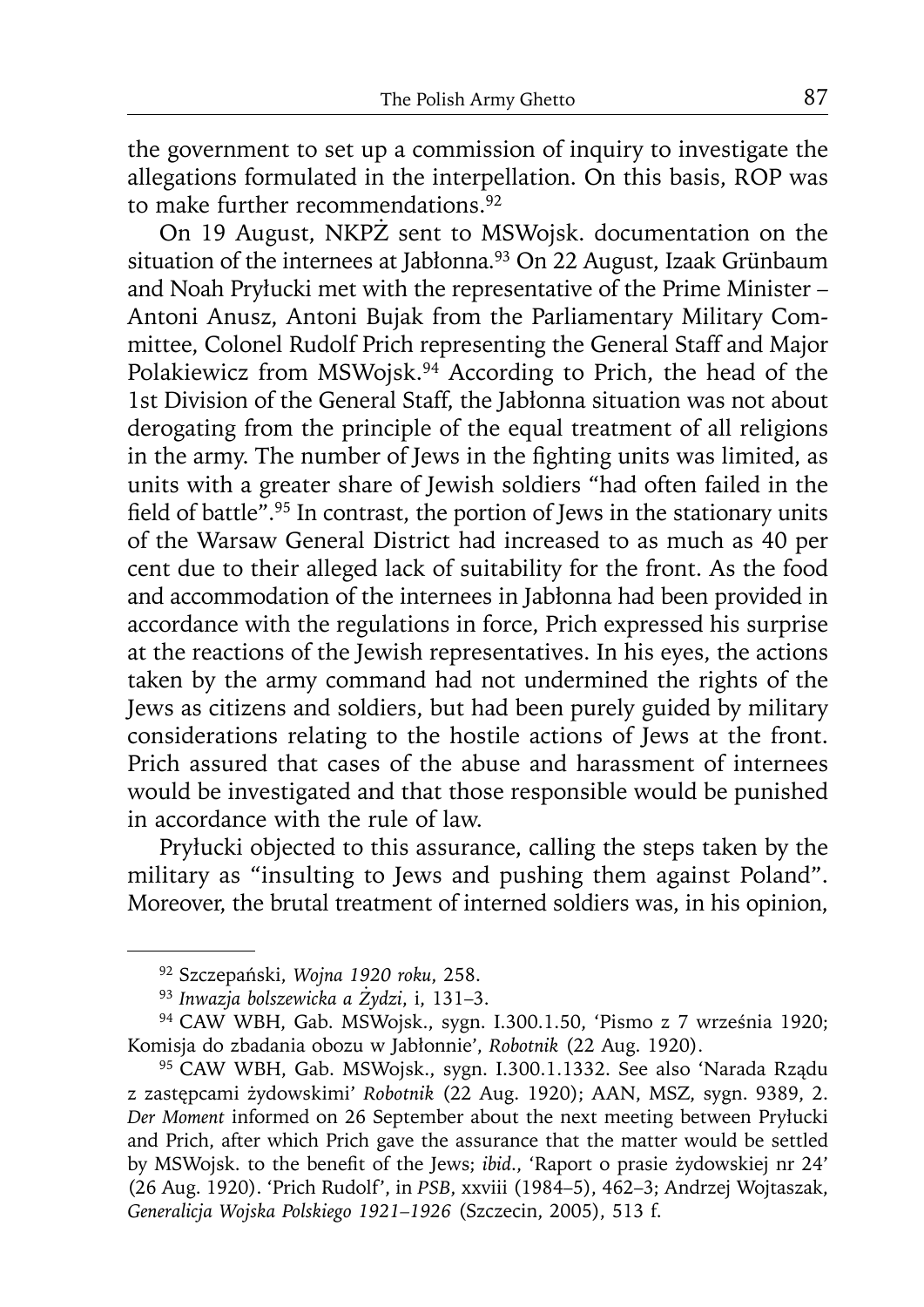the government to set up a commission of inquiry to investigate the allegations formulated in the interpellation. On this basis, ROP was to make further recommendations.[92]

On 19 August, NKPŻ sent to MSWojsk. documentation on the situation of the internees at Jabłonna.[93] On 22 August, Izaak Grünbaum and Noah Prylucki met with the representative of the Prime Minister – Antoni Anusz, Antoni Bujak from the Parliamentary Military Committee, Colonel Rudolf Prich representing the General Staff and Major Polakiewicz from MSWojsk.[94] According to Prich, the head of the 1st Division of the General Staff, the Jabłonna situation was not about derogating from the principle of the equal treatment of all religions in the army. The number of Jews in the fighting units was limited, as units with a greater share of Jewish soldiers "had often failed in the field of battle".[95] In contrast, the portion of Jews in the stationary units of the Warsaw General District had increased to as much as 40 per cent due to their alleged lack of suitability for the front. As the food and accommodation of the internees in Jabłonna had been provided in accordance with the regulations in force, Prich expressed his surprise at the reactions of the Jewish representatives. In his eyes, the actions taken by the army command had not undermined the rights of the Jews as citizens and soldiers, but had been purely guided by military considerations relating to the hostile actions of Jews at the front. Prich assured that cases of the abuse and harassment of internees would be investigated and that those responsible would be punished in accordance with the rule of law.

Prylucki objected to this assurance, calling the steps taken by the military as "insulting to Jews and pushing them against Poland". Moreover, the brutal treatment of interned soldiers was, in his opinion,

---

[92] Szczepański, *Wojna 1920 roku*, 258.

[93] *Inwazja bolszewicka a Żydzi*, i, 131–3.

[94] CAW WBH, Gab. MSWojsk., sygn. I.300.1.50, 'Pismo z 7 września 1920; Komisja do zbadania obozu w Jabłonnie', *Robotnik* (22 Aug. 1920).

[95] CAW WBH, Gab. MSWojsk., sygn. I.300.1.1332. See also 'Narada Rządu z zastępcami żydowskimi' *Robotnik* (22 Aug. 1920); AAN, MSZ, sygn. 9389, 2. *Der Moment* informed on 26 September about the next meeting between Prylucki and Prich, after which Prich gave the assurance that the matter would be settled by MSWojsk. to the benefit of the Jews; *ibid.*, 'Raport o prasie żydowskiej nr 24' (26 Aug. 1920). 'Prich Rudolf', in *PSB*, xxviii (1984–5), 462–3; Andrzej Wojtaszak, *Generalicja Wojska Polskiego 1921–1926* (Szczecin, 2005), 513 f.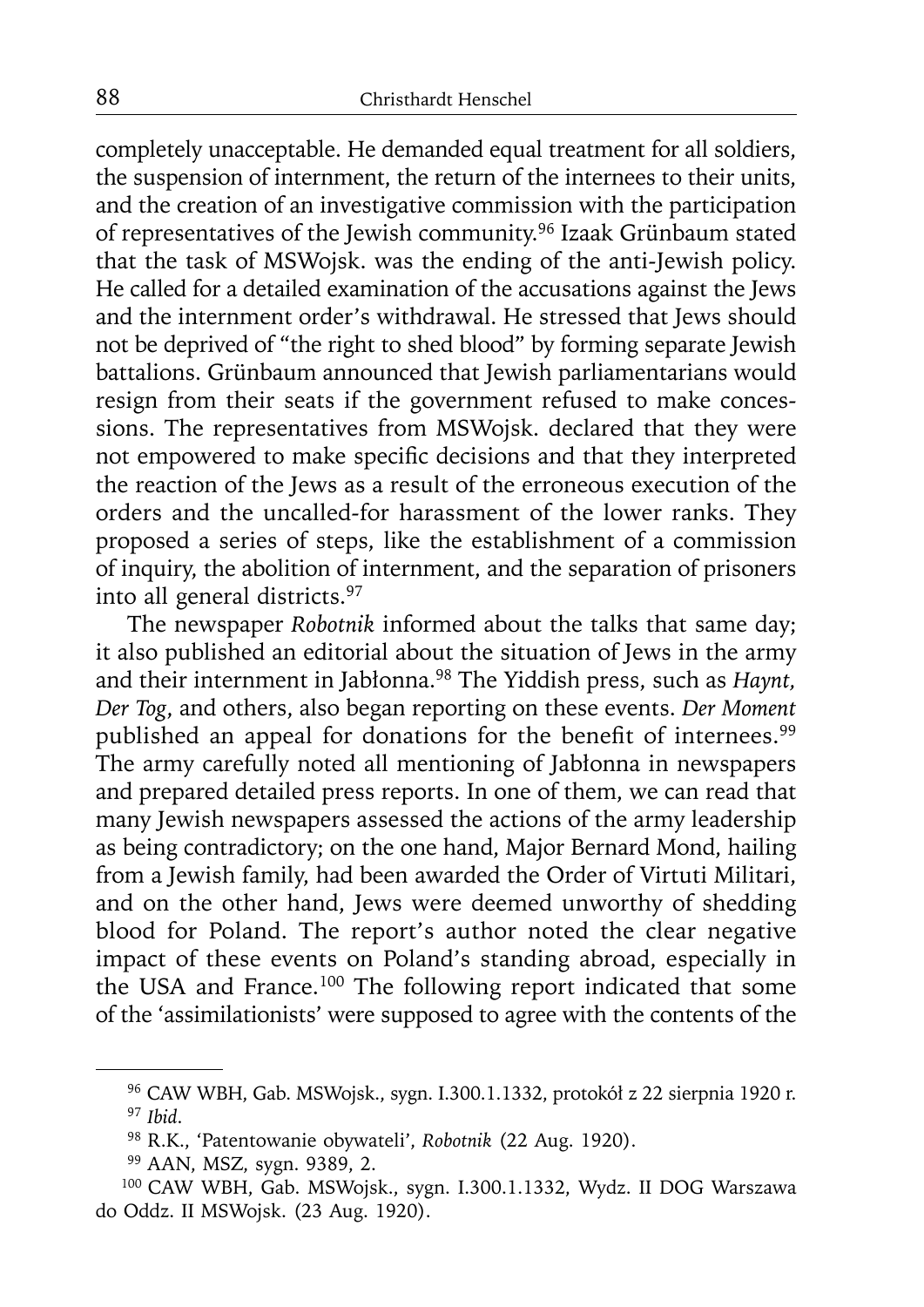completely unacceptable. He demanded equal treatment for all soldiers, the suspension of internment, the return of the internees to their units, and the creation of an investigative commission with the participation of representatives of the Jewish community.[96] Izaak Grünbaum stated that the task of MSWojsk. was the ending of the anti-Jewish policy. He called for a detailed examination of the accusations against the Jews and the internment order's withdrawal. He stressed that Jews should not be deprived of "the right to shed blood" by forming separate Jewish battalions. Grünbaum announced that Jewish parliamentarians would resign from their seats if the government refused to make concessions. The representatives from MSWojsk. declared that they were not empowered to make specific decisions and that they interpreted the reaction of the Jews as a result of the erroneous execution of the orders and the uncalled-for harassment of the lower ranks. They proposed a series of steps, like the establishment of a commission of inquiry, the abolition of internment, and the separation of prisoners into all general districts.[97]

The newspaper *Robotnik* informed about the talks that same day; it also published an editorial about the situation of Jews in the army and their internment in Jabłonna.[98] The Yiddish press, such as *Haynt*, *Der Tog*, and others, also began reporting on these events. *Der Moment* published an appeal for donations for the benefit of internees.[99] The army carefully noted all mentioning of Jabłonna in newspapers and prepared detailed press reports. In one of them, we can read that many Jewish newspapers assessed the actions of the army leadership as being contradictory; on the one hand, Major Bernard Mond, hailing from a Jewish family, had been awarded the Order of Virtuti Militari, and on the other hand, Jews were deemed unworthy of shedding blood for Poland. The report's author noted the clear negative impact of these events on Poland's standing abroad, especially in the USA and France.[100] The following report indicated that some of the 'assimilationists' were supposed to agree with the contents of the

---

[96] CAW WBH, Gab. MSWojsk., sygn. I.300.1.1332, protokół z 22 sierpnia 1920 r.

[97] *Ibid.*

[98] R.K., 'Patentowanie obywateli', *Robotnik* (22 Aug. 1920).

[99] AAN, MSZ, sygn. 9389, 2.

[100] CAW WBH, Gab. MSWojsk., sygn. I.300.1.1332, Wydz. II DOG Warszawa do Oddz. II MSWojsk. (23 Aug. 1920).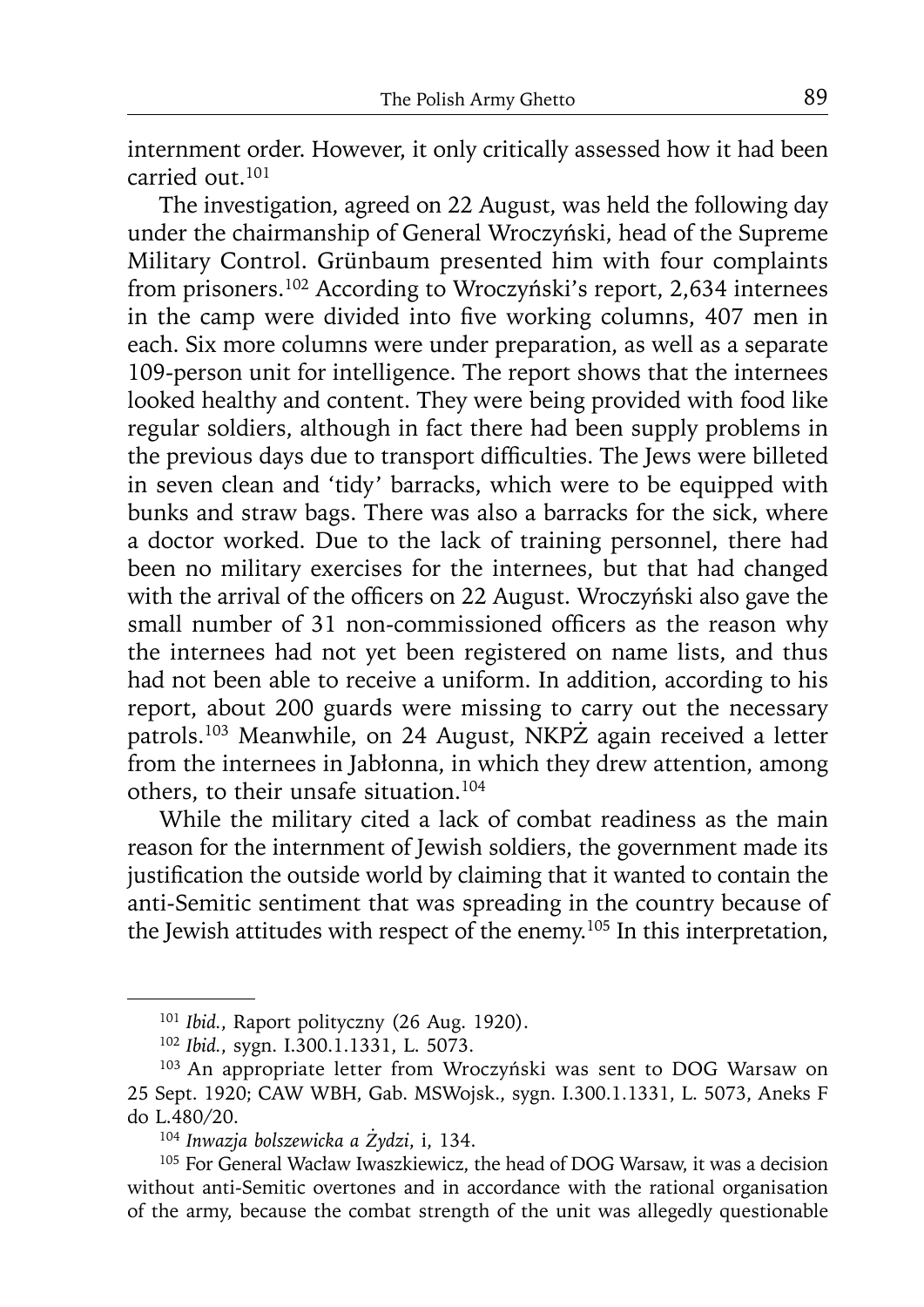internment order. However, it only critically assessed how it had been carried out.[101]

The investigation, agreed on 22 August, was held the following day under the chairmanship of General Wroczyński, head of the Supreme Military Control. Grünbaum presented him with four complaints from prisoners.[102] According to Wroczyński's report, 2,634 internees in the camp were divided into five working columns, 407 men in each. Six more columns were under preparation, as well as a separate 109-person unit for intelligence. The report shows that the internees looked healthy and content. They were being provided with food like regular soldiers, although in fact there had been supply problems in the previous days due to transport difficulties. The Jews were billeted in seven clean and 'tidy' barracks, which were to be equipped with bunks and straw bags. There was also a barracks for the sick, where a doctor worked. Due to the lack of training personnel, there had been no military exercises for the internees, but that had changed with the arrival of the officers on 22 August. Wroczyński also gave the small number of 31 non-commissioned officers as the reason why the internees had not yet been registered on name lists, and thus had not been able to receive a uniform. In addition, according to his report, about 200 guards were missing to carry out the necessary patrols.[103] Meanwhile, on 24 August, NKPŻ again received a letter from the internees in Jabłonna, in which they drew attention, among others, to their unsafe situation.[104]

While the military cited a lack of combat readiness as the main reason for the internment of Jewish soldiers, the government made its justification the outside world by claiming that it wanted to contain the anti-Semitic sentiment that was spreading in the country because of the Jewish attitudes with respect of the enemy.[105] In this interpretation,

---

[101] *Ibid.*, Raport polityczny (26 Aug. 1920).

[102] *Ibid.*, sygn. I.300.1.1331, L. 5073.

[103] An appropriate letter from Wroczyński was sent to DOG Warsaw on 25 Sept. 1920; CAW WBH, Gab. MSWojsk., sygn. I.300.1.1331, L. 5073, Aneks F do L.480/20.

[104] *Inwazja bolszewicka a Żydzi*, i, 134.

[105] For General Wacław Iwaszkiewicz, the head of DOG Warsaw, it was a decision without anti-Semitic overtones and in accordance with the rational organisation of the army, because the combat strength of the unit was allegedly questionable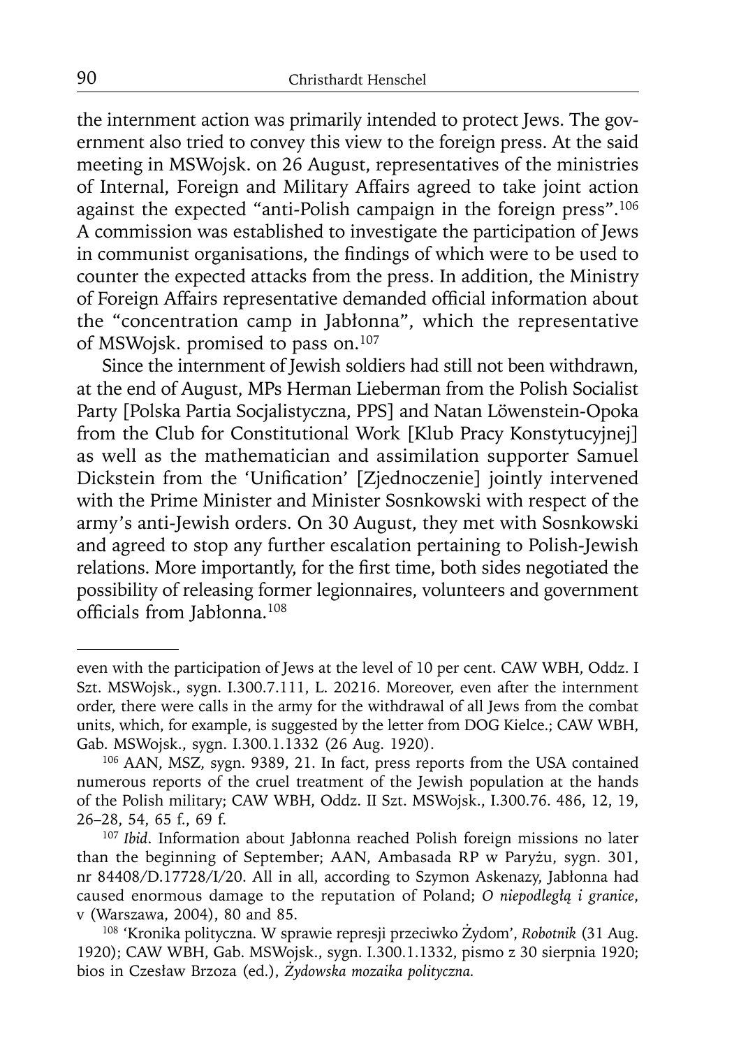the internment action was primarily intended to protect Jews. The government also tried to convey this view to the foreign press. At the said meeting in MSWojsk. on 26 August, representatives of the ministries of Internal, Foreign and Military Affairs agreed to take joint action against the expected "anti-Polish campaign in the foreign press".[106] A commission was established to investigate the participation of Jews in communist organisations, the findings of which were to be used to counter the expected attacks from the press. In addition, the Ministry of Foreign Affairs representative demanded official information about the "concentration camp in Jabłonna", which the representative of MSWojsk. promised to pass on.[107]

Since the internment of Jewish soldiers had still not been withdrawn, at the end of August, MPs Herman Lieberman from the Polish Socialist Party [Polska Partia Socjalistyczna, PPS] and Natan Löwenstein-Opoka from the Club for Constitutional Work [Klub Pracy Konstytucyjnej] as well as the mathematician and assimilation supporter Samuel Dickstein from the 'Unification' [Zjednoczenie] jointly intervened with the Prime Minister and Minister Sosnkowski with respect of the army's anti-Jewish orders. On 30 August, they met with Sosnkowski and agreed to stop any further escalation pertaining to Polish-Jewish relations. More importantly, for the first time, both sides negotiated the possibility of releasing former legionnaires, volunteers and government officials from Jabłonna.[108]

---

even with the participation of Jews at the level of 10 per cent. CAW WBH, Oddz. I Szt. MSWojsk., sygn. I.300.7.111, L. 20216. Moreover, even after the internment order, there were calls in the army for the withdrawal of all Jews from the combat units, which, for example, is suggested by the letter from DOG Kielce.; CAW WBH, Gab. MSWojsk., sygn. I.300.1.1332 (26 Aug. 1920).

[106] AAN, MSZ, sygn. 9389, 21. In fact, press reports from the USA contained numerous reports of the cruel treatment of the Jewish population at the hands of the Polish military; CAW WBH, Oddz. II Szt. MSWojsk., I.300.76. 486, 12, 19, 26–28, 54, 65 f., 69 f.

[107] *Ibid*. Information about Jabłonna reached Polish foreign missions no later than the beginning of September; AAN, Ambasada RP w Paryżu, sygn. 301, nr 84408/D.17728/I/20. All in all, according to Szymon Askenazy, Jabłonna had caused enormous damage to the reputation of Poland; *O niepodległą i granice*, v (Warszawa, 2004), 80 and 85.

[108] 'Kronika polityczna. W sprawie represji przeciwko Żydom', *Robotnik* (31 Aug. 1920); CAW WBH, Gab. MSWojsk., sygn. I.300.1.1332, pismo z 30 sierpnia 1920; bios in Czesław Brzoza (ed.), *Żydowska mozaika polityczna*.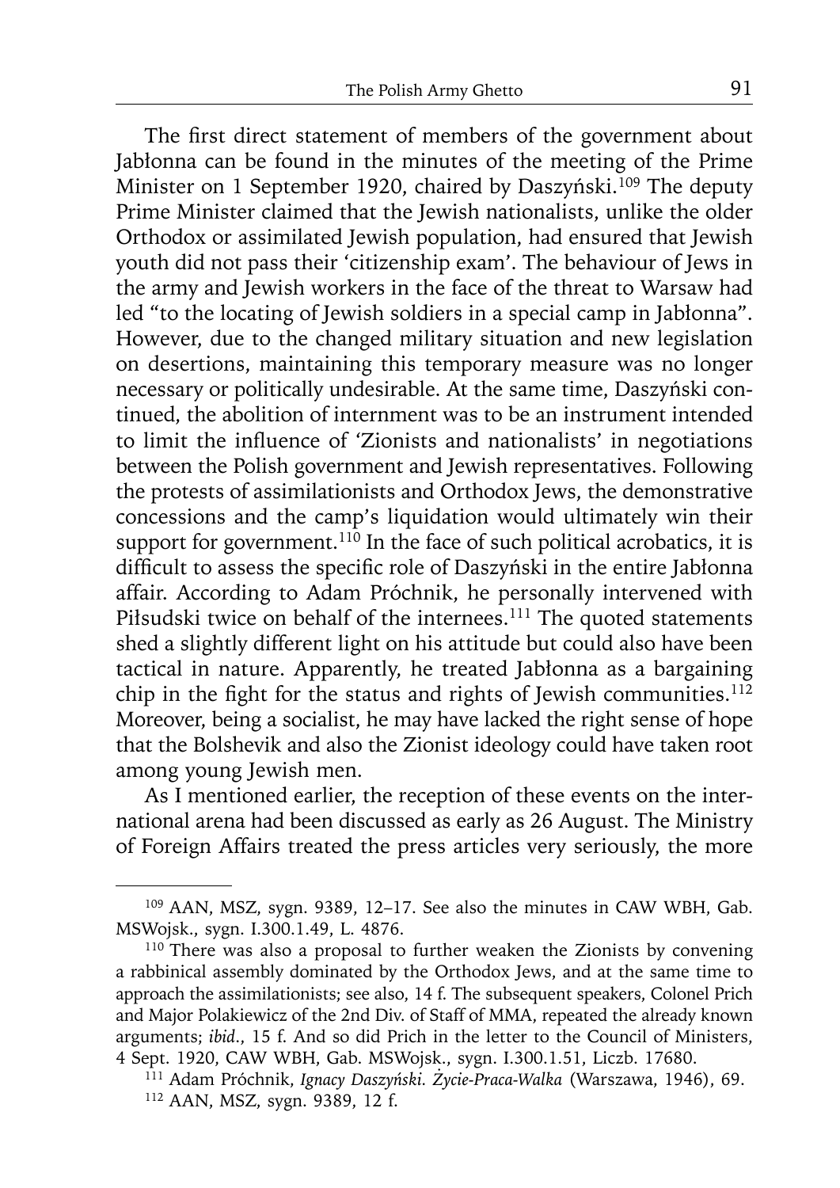The first direct statement of members of the government about Jabłonna can be found in the minutes of the meeting of the Prime Minister on 1 September 1920, chaired by Daszyński.[109] The deputy Prime Minister claimed that the Jewish nationalists, unlike the older Orthodox or assimilated Jewish population, had ensured that Jewish youth did not pass their 'citizenship exam'. The behaviour of Jews in the army and Jewish workers in the face of the threat to Warsaw had led "to the locating of Jewish soldiers in a special camp in Jabłonna". However, due to the changed military situation and new legislation on desertions, maintaining this temporary measure was no longer necessary or politically undesirable. At the same time, Daszyński continued, the abolition of internment was to be an instrument intended to limit the influence of 'Zionists and nationalists' in negotiations between the Polish government and Jewish representatives. Following the protests of assimilationists and Orthodox Jews, the demonstrative concessions and the camp's liquidation would ultimately win their support for government.[110] In the face of such political acrobatics, it is difficult to assess the specific role of Daszyński in the entire Jabłonna affair. According to Adam Próchnik, he personally intervened with Piłsudski twice on behalf of the internees.[111] The quoted statements shed a slightly different light on his attitude but could also have been tactical in nature. Apparently, he treated Jabłonna as a bargaining chip in the fight for the status and rights of Jewish communities.[112] Moreover, being a socialist, he may have lacked the right sense of hope that the Bolshevik and also the Zionist ideology could have taken root among young Jewish men.

As I mentioned earlier, the reception of these events on the international arena had been discussed as early as 26 August. The Ministry of Foreign Affairs treated the press articles very seriously, the more

---

[109] AAN, MSZ, sygn. 9389, 12–17. See also the minutes in CAW WBH, Gab. MSWojsk., sygn. I.300.1.49, L. 4876.

[110] There was also a proposal to further weaken the Zionists by convening a rabbinical assembly dominated by the Orthodox Jews, and at the same time to approach the assimilationists; see also, 14 f. The subsequent speakers, Colonel Prich and Major Polakiewicz of the 2nd Div. of Staff of MMA, repeated the already known arguments; *ibid*., 15 f. And so did Prich in the letter to the Council of Ministers, 4 Sept. 1920, CAW WBH, Gab. MSWojsk., sygn. I.300.1.51, Liczb. 17680.

[111] Adam Próchnik, *Ignacy Daszyński. Życie-Praca-Walka* (Warszawa, 1946), 69.

[112] AAN, MSZ, sygn. 9389, 12 f.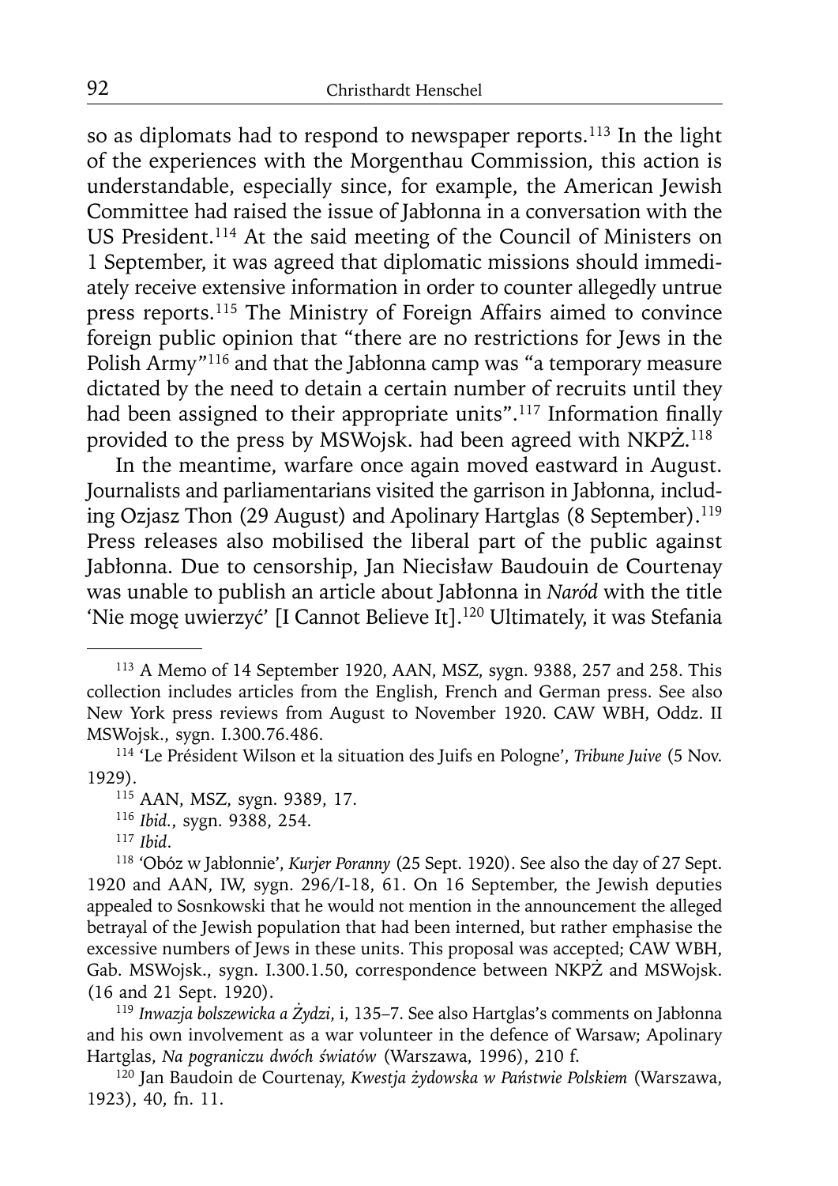so as diplomats had to respond to newspaper reports.[113] In the light of the experiences with the Morgenthau Commission, this action is understandable, especially since, for example, the American Jewish Committee had raised the issue of Jabłonna in a conversation with the US President.[114] At the said meeting of the Council of Ministers on 1 September, it was agreed that diplomatic missions should immediately receive extensive information in order to counter allegedly untrue press reports.[115] The Ministry of Foreign Affairs aimed to convince foreign public opinion that "there are no restrictions for Jews in the Polish Army"[116] and that the Jabłonna camp was "a temporary measure dictated by the need to detain a certain number of recruits until they had been assigned to their appropriate units".[117] Information finally provided to the press by MSWojsk. had been agreed with NKPŻ.[118]

In the meantime, warfare once again moved eastward in August. Journalists and parliamentarians visited the garrison in Jabłonna, including Ozjasz Thon (29 August) and Apolinary Hartglas (8 September).[119] Press releases also mobilised the liberal part of the public against Jabłonna. Due to censorship, Jan Niecisław Baudouin de Courtenay was unable to publish an article about Jabłonna in *Naród* with the title 'Nie mogę uwierzyć' [I Cannot Believe It].[120] Ultimately, it was Stefania

---

[113] A Memo of 14 September 1920, AAN, MSZ, sygn. 9388, 257 and 258. This collection includes articles from the English, French and German press. See also New York press reviews from August to November 1920. CAW WBH, Oddz. II MSWojsk., sygn. I.300.76.486.

[114] 'Le Président Wilson et la situation des Juifs en Pologne', *Tribune Juive* (5 Nov. 1929).

[115] AAN, MSZ, sygn. 9389, 17.

[116] *Ibid.*, sygn. 9388, 254.

[117] *Ibid.*

[118] 'Obóz w Jabłonnie', *Kurjer Poranny* (25 Sept. 1920). See also the day of 27 Sept. 1920 and AAN, IW, sygn. 296/I-18, 61. On 16 September, the Jewish deputies appealed to Sosnkowski that he would not mention in the announcement the alleged betrayal of the Jewish population that had been interned, but rather emphasise the excessive numbers of Jews in these units. This proposal was accepted; CAW WBH, Gab. MSWojsk., sygn. I.300.1.50, correspondence between NKPŻ and MSWojsk. (16 and 21 Sept. 1920).

[119] *Inwazja bolszewicka a Żydzi*, i, 135–7. See also Hartglas's comments on Jabłonna and his own involvement as a war volunteer in the defence of Warsaw; Apolinary Hartglas, *Na pograniczu dwóch światów* (Warszawa, 1996), 210 f.

[120] Jan Baudoin de Courtenay, *Kwestja żydowska w Państwie Polskiem* (Warszawa, 1923), 40, fn. 11.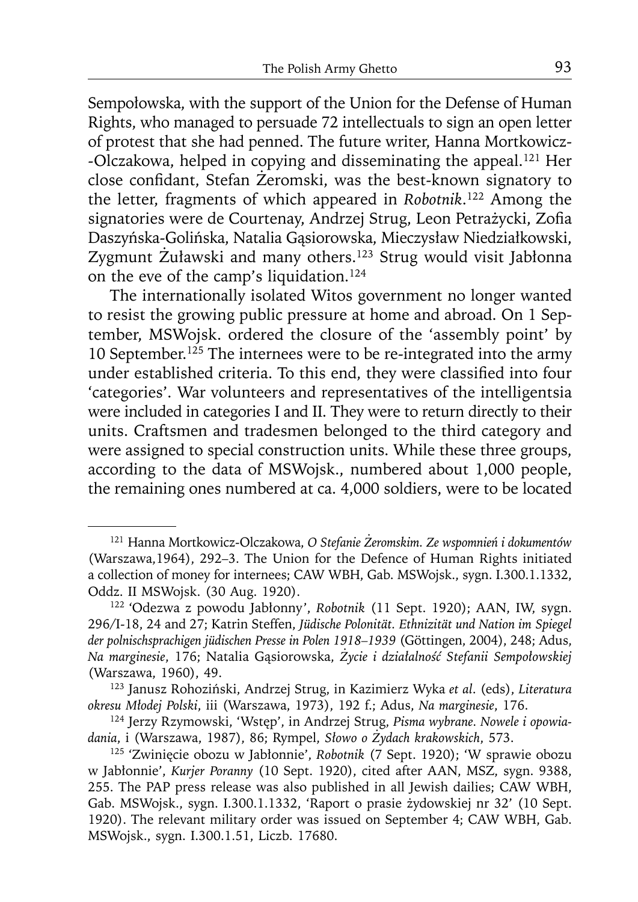Sempołowska, with the support of the Union for the Defense of Human Rights, who managed to persuade 72 intellectuals to sign an open letter of protest that she had penned. The future writer, Hanna Mortkowicz--Olczakowa, helped in copying and disseminating the appeal.[121] Her close confidant, Stefan Żeromski, was the best-known signatory to the letter, fragments of which appeared in *Robotnik*.[122] Among the signatories were de Courtenay, Andrzej Strug, Leon Petrażycki, Zofia Daszyńska-Golińska, Natalia Gąsiorowska, Mieczysław Niedziałkowski, Zygmunt Żuławski and many others.[123] Strug would visit Jabłonna on the eve of the camp's liquidation.[124]

The internationally isolated Witos government no longer wanted to resist the growing public pressure at home and abroad. On 1 September, MSWojsk. ordered the closure of the 'assembly point' by 10 September.[125] The internees were to be re-integrated into the army under established criteria. To this end, they were classified into four 'categories'. War volunteers and representatives of the intelligentsia were included in categories I and II. They were to return directly to their units. Craftsmen and tradesmen belonged to the third category and were assigned to special construction units. While these three groups, according to the data of MSWojsk., numbered about 1,000 people, the remaining ones numbered at ca. 4,000 soldiers, were to be located

---

[121] Hanna Mortkowicz-Olczakowa, *O Stefanie Żeromskim. Ze wspomnień i dokumentów* (Warszawa,1964), 292–3. The Union for the Defence of Human Rights initiated a collection of money for internees; CAW WBH, Gab. MSWojsk., sygn. I.300.1.1332, Oddz. II MSWojsk. (30 Aug. 1920).

[122] 'Odezwa z powodu Jabłonny', *Robotnik* (11 Sept. 1920); AAN, IW, sygn. 296/I-18, 24 and 27; Katrin Steffen, *Jüdische Polonität. Ethnizität und Nation im Spiegel der polnischsprachigen jüdischen Presse in Polen 1918–1939* (Göttingen, 2004), 248; Adus, *Na marginesie*, 176; Natalia Gąsiorowska, *Życie i działalność Stefanii Sempołowskiej* (Warszawa, 1960), 49.

[123] Janusz Rohoziński, Andrzej Strug, in Kazimierz Wyka *et al.* (eds), *Literatura okresu Młodej Polski*, iii (Warszawa, 1973), 192 f.; Adus, *Na marginesie*, 176.

[124] Jerzy Rzymowski, 'Wstęp', in Andrzej Strug, *Pisma wybrane. Nowele i opowiadania*, i (Warszawa, 1987), 86; Rympel, *Słowo o Żydach krakowskich*, 573.

[125] 'Zwinięcie obozu w Jabłonnie', *Robotnik* (7 Sept. 1920); 'W sprawie obozu w Jabłonnie', *Kurjer Poranny* (10 Sept. 1920), cited after AAN, MSZ, sygn. 9388, 255. The PAP press release was also published in all Jewish dailies; CAW WBH, Gab. MSWojsk., sygn. I.300.1.1332, 'Raport o prasie żydowskiej nr 32' (10 Sept. 1920). The relevant military order was issued on September 4; CAW WBH, Gab. MSWojsk., sygn. I.300.1.51, Liczb. 17680.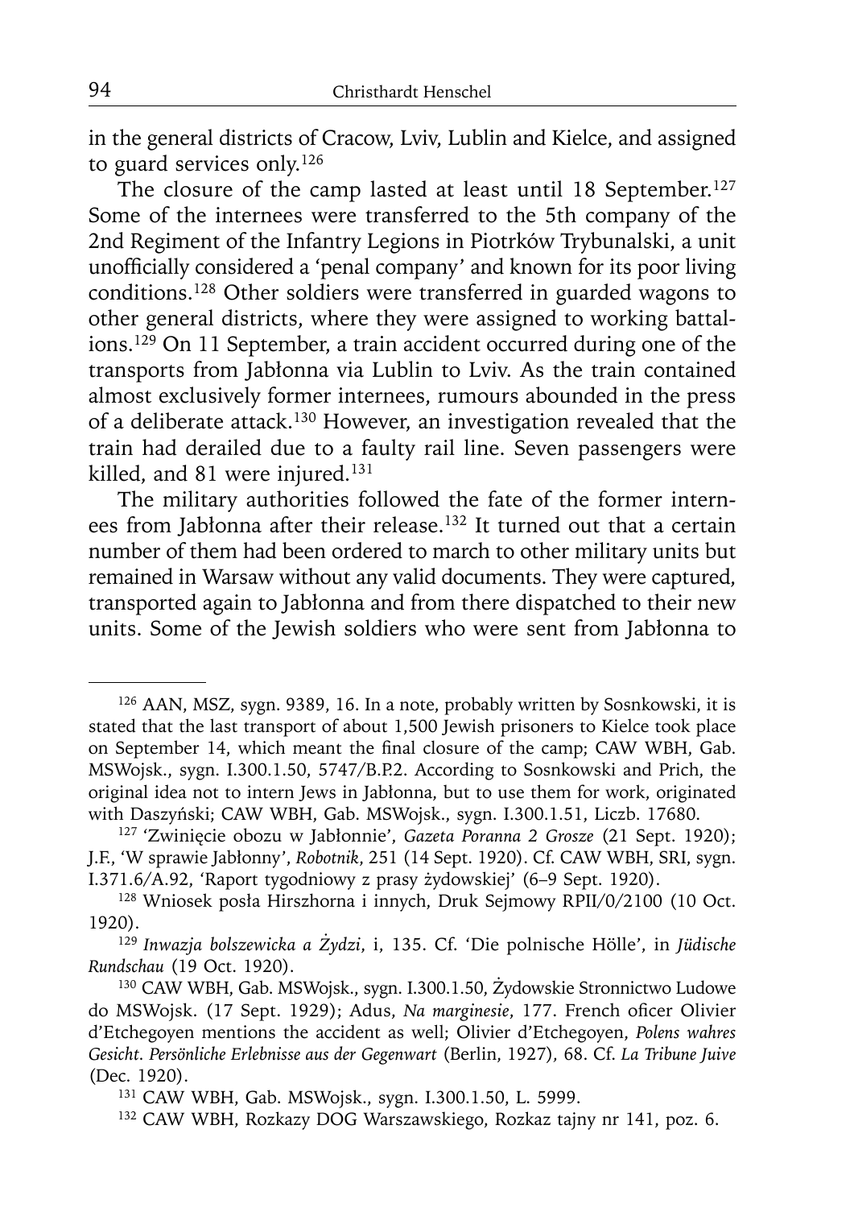in the general districts of Cracow, Lviv, Lublin and Kielce, and assigned to guard services only.[126]

The closure of the camp lasted at least until 18 September.[127] Some of the internees were transferred to the 5th company of the 2nd Regiment of the Infantry Legions in Piotrków Trybunalski, a unit unofficially considered a 'penal company' and known for its poor living conditions.[128] Other soldiers were transferred in guarded wagons to other general districts, where they were assigned to working battalions.[129] On 11 September, a train accident occurred during one of the transports from Jabłonna via Lublin to Lviv. As the train contained almost exclusively former internees, rumours abounded in the press of a deliberate attack.[130] However, an investigation revealed that the train had derailed due to a faulty rail line. Seven passengers were killed, and 81 were injured.[131]

The military authorities followed the fate of the former internees from Jabłonna after their release.[132] It turned out that a certain number of them had been ordered to march to other military units but remained in Warsaw without any valid documents. They were captured, transported again to Jabłonna and from there dispatched to their new units. Some of the Jewish soldiers who were sent from Jabłonna to

---

[126] AAN, MSZ, sygn. 9389, 16. In a note, probably written by Sosnkowski, it is stated that the last transport of about 1,500 Jewish prisoners to Kielce took place on September 14, which meant the final closure of the camp; CAW WBH, Gab. MSWojsk., sygn. I.300.1.50, 5747/B.P.2. According to Sosnkowski and Prich, the original idea not to intern Jews in Jabłonna, but to use them for work, originated with Daszyński; CAW WBH, Gab. MSWojsk., sygn. I.300.1.51, Liczb. 17680.

[127] 'Zwinięcie obozu w Jabłonnie', *Gazeta Poranna 2 Grosze* (21 Sept. 1920); J.F., 'W sprawie Jabłonny', *Robotnik*, 251 (14 Sept. 1920). Cf. CAW WBH, SRI, sygn. I.371.6/A.92, 'Raport tygodniowy z prasy żydowskiej' (6–9 Sept. 1920).

[128] Wniosek posła Hirszhorna i innych, Druk Sejmowy RPII/0/2100 (10 Oct. 1920).

[129] *Inwazja bolszewicka a Żydzi*, i, 135. Cf. 'Die polnische Hölle', in *Jüdische Rundschau* (19 Oct. 1920).

[130] CAW WBH, Gab. MSWojsk., sygn. I.300.1.50, Żydowskie Stronnictwo Ludowe do MSWojsk. (17 Sept. 1929); Adus, *Na marginesie*, 177. French oficer Olivier d'Etchegoyen mentions the accident as well; Olivier d'Etchegoyen, *Polens wahres Gesicht. Persönliche Erlebnisse aus der Gegenwart* (Berlin, 1927), 68. Cf. *La Tribune Juive* (Dec. 1920).

[131] CAW WBH, Gab. MSWojsk., sygn. I.300.1.50, L. 5999.

[132] CAW WBH, Rozkazy DOG Warszawskiego, Rozkaz tajny nr 141, poz. 6.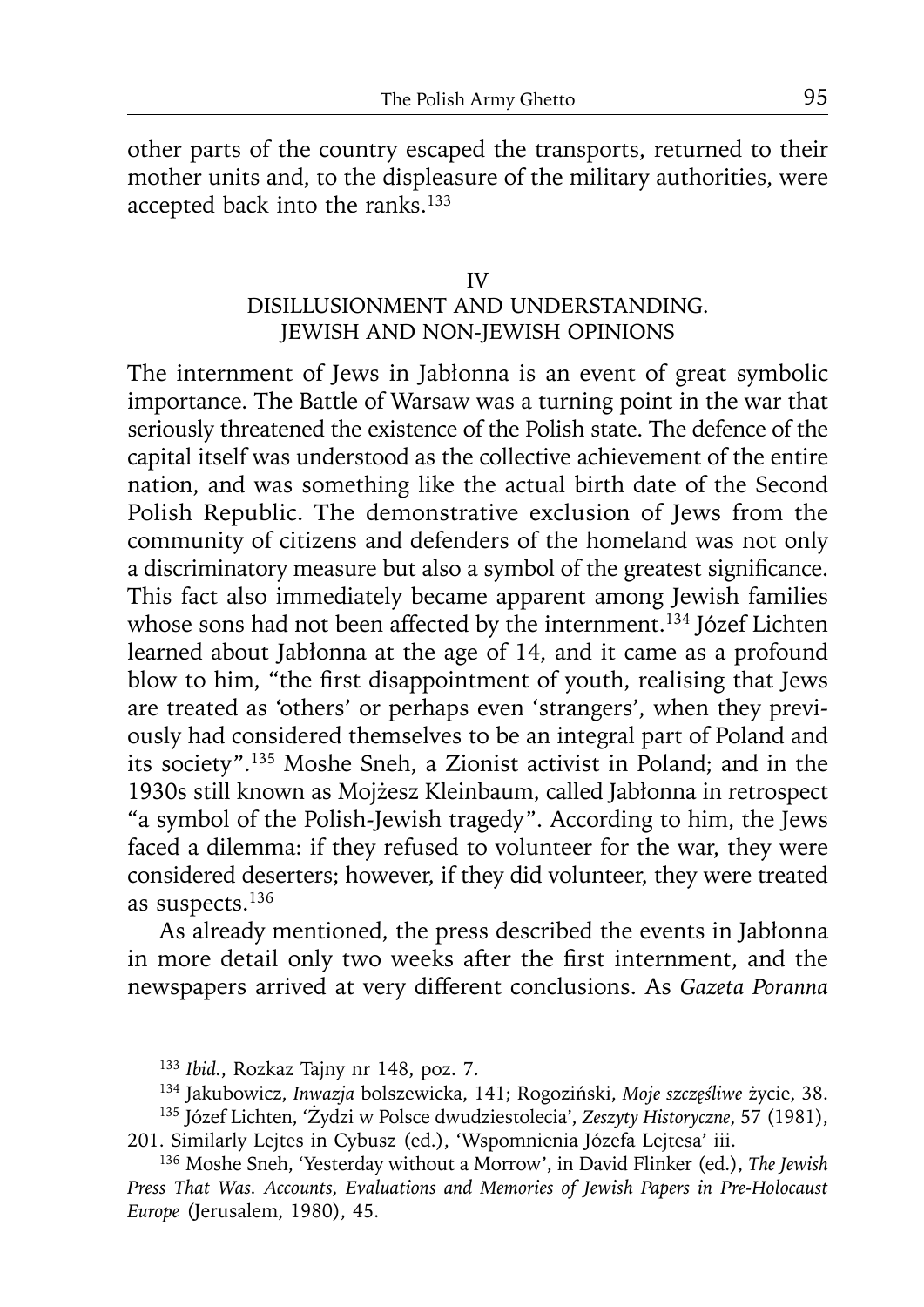other parts of the country escaped the transports, returned to their mother units and, to the displeasure of the military authorities, were accepted back into the ranks.[133]

## IV
## DISILLUSIONMENT AND UNDERSTANDING. JEWISH AND NON-JEWISH OPINIONS

The internment of Jews in Jabłonna is an event of great symbolic importance. The Battle of Warsaw was a turning point in the war that seriously threatened the existence of the Polish state. The defence of the capital itself was understood as the collective achievement of the entire nation, and was something like the actual birth date of the Second Polish Republic. The demonstrative exclusion of Jews from the community of citizens and defenders of the homeland was not only a discriminatory measure but also a symbol of the greatest significance. This fact also immediately became apparent among Jewish families whose sons had not been affected by the internment.[134] Józef Lichten learned about Jabłonna at the age of 14, and it came as a profound blow to him, "the first disappointment of youth, realising that Jews are treated as 'others' or perhaps even 'strangers', when they previously had considered themselves to be an integral part of Poland and its society".[135] Moshe Sneh, a Zionist activist in Poland; and in the 1930s still known as Mojżesz Kleinbaum, called Jabłonna in retrospect "a symbol of the Polish-Jewish tragedy". According to him, the Jews faced a dilemma: if they refused to volunteer for the war, they were considered deserters; however, if they did volunteer, they were treated as suspects.[136]

As already mentioned, the press described the events in Jabłonna in more detail only two weeks after the first internment, and the newspapers arrived at very different conclusions. As *Gazeta Poranna*

---

[133] *Ibid.*, Rozkaz Tajny nr 148, poz. 7.

[134] Jakubowicz, *Inwazja* bolszewicka, 141; Rogoziński, *Moje szczęśliwe* życie, 38.

[135] Józef Lichten, 'Żydzi w Polsce dwudziestolecia', *Zeszyty Historyczne*, 57 (1981), 201. Similarly Lejtes in Cybusz (ed.), 'Wspomnienia Józefa Lejtesa' iii.

[136] Moshe Sneh, 'Yesterday without a Morrow', in David Flinker (ed.), *The Jewish Press That Was. Accounts, Evaluations and Memories of Jewish Papers in Pre-Holocaust Europe* (Jerusalem, 1980), 45.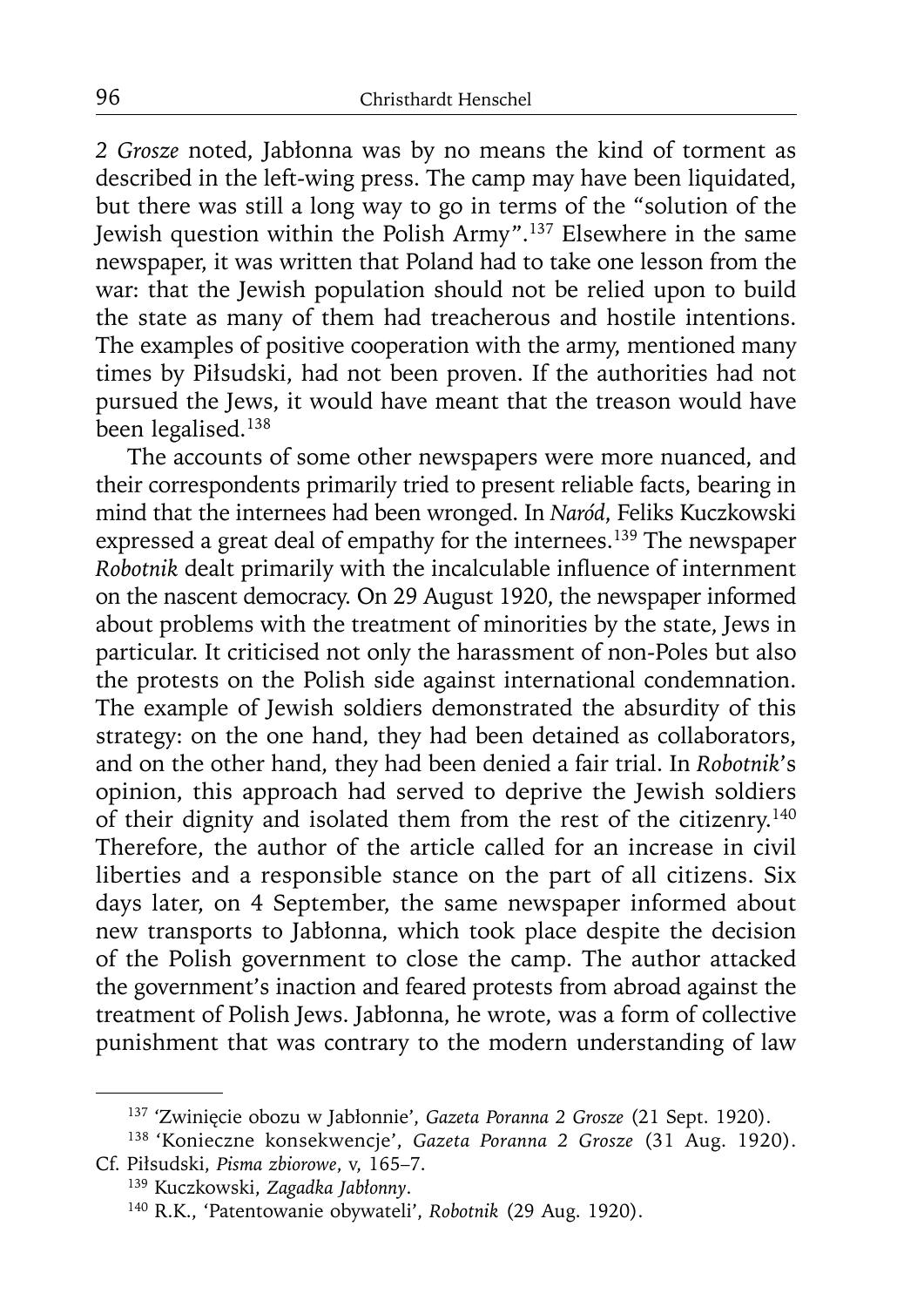*2 Grosze* noted, Jabłonna was by no means the kind of torment as described in the left-wing press. The camp may have been liquidated, but there was still a long way to go in terms of the "solution of the Jewish question within the Polish Army".[137] Elsewhere in the same newspaper, it was written that Poland had to take one lesson from the war: that the Jewish population should not be relied upon to build the state as many of them had treacherous and hostile intentions. The examples of positive cooperation with the army, mentioned many times by Piłsudski, had not been proven. If the authorities had not pursued the Jews, it would have meant that the treason would have been legalised.[138]

The accounts of some other newspapers were more nuanced, and their correspondents primarily tried to present reliable facts, bearing in mind that the internees had been wronged. In *Naród*, Feliks Kuczkowski expressed a great deal of empathy for the internees.[139] The newspaper *Robotnik* dealt primarily with the incalculable influence of internment on the nascent democracy. On 29 August 1920, the newspaper informed about problems with the treatment of minorities by the state, Jews in particular. It criticised not only the harassment of non-Poles but also the protests on the Polish side against international condemnation. The example of Jewish soldiers demonstrated the absurdity of this strategy: on the one hand, they had been detained as collaborators, and on the other hand, they had been denied a fair trial. In *Robotnik*'s opinion, this approach had served to deprive the Jewish soldiers of their dignity and isolated them from the rest of the citizenry.[140] Therefore, the author of the article called for an increase in civil liberties and a responsible stance on the part of all citizens. Six days later, on 4 September, the same newspaper informed about new transports to Jabłonna, which took place despite the decision of the Polish government to close the camp. The author attacked the government's inaction and feared protests from abroad against the treatment of Polish Jews. Jabłonna, he wrote, was a form of collective punishment that was contrary to the modern understanding of law

---

[137] 'Zwinięcie obozu w Jabłonnie', *Gazeta Poranna 2 Grosze* (21 Sept. 1920).

[138] 'Konieczne konsekwencje', *Gazeta Poranna 2 Grosze* (31 Aug. 1920). Cf. Piłsudski, *Pisma zbiorowe*, v, 165–7.

[139] Kuczkowski, *Zagadka Jabłonny*.

[140] R.K., 'Patentowanie obywateli', *Robotnik* (29 Aug. 1920).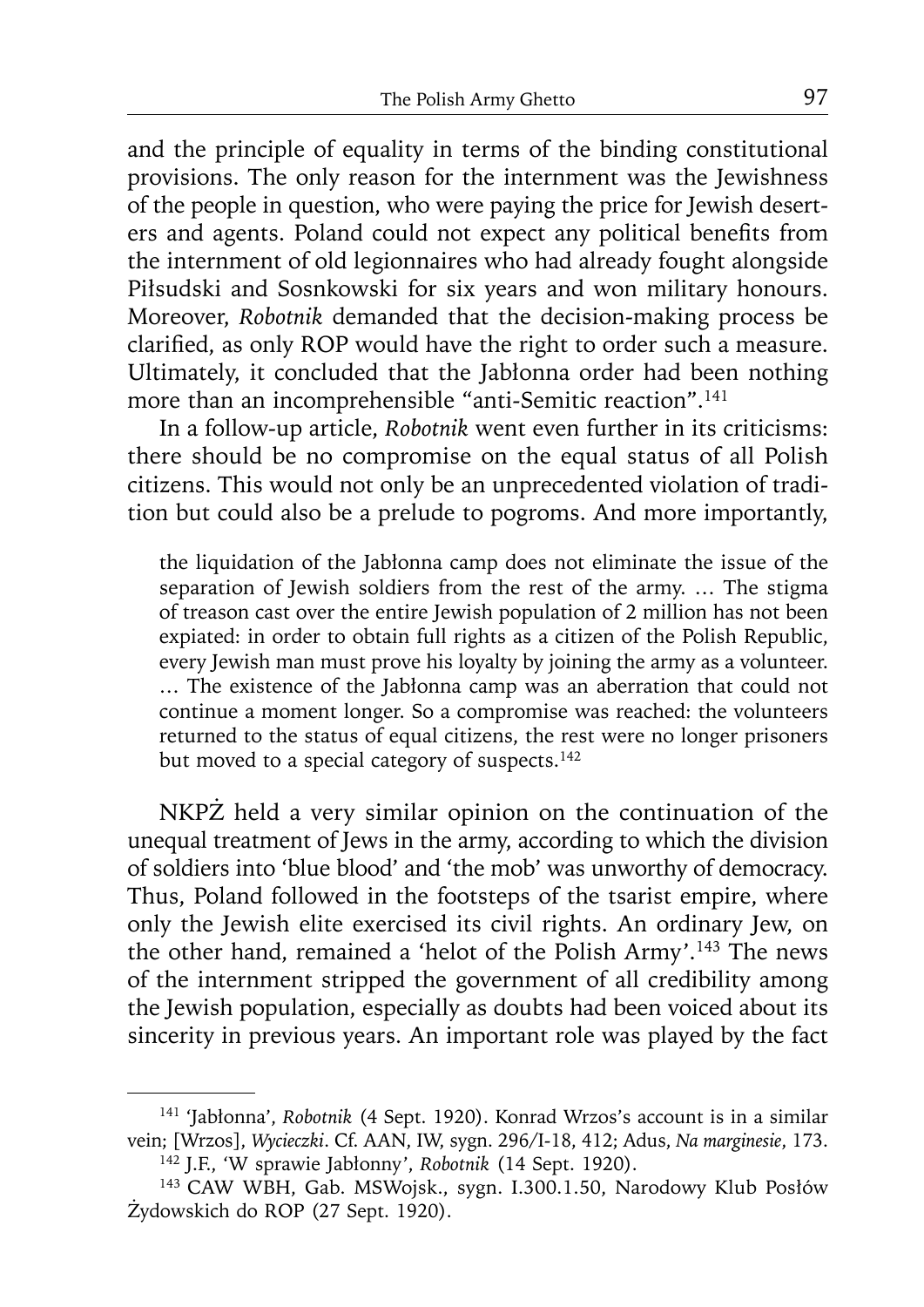and the principle of equality in terms of the binding constitutional provisions. The only reason for the internment was the Jewishness of the people in question, who were paying the price for Jewish deserters and agents. Poland could not expect any political benefits from the internment of old legionnaires who had already fought alongside Piłsudski and Sosnkowski for six years and won military honours. Moreover, *Robotnik* demanded that the decision-making process be clarified, as only ROP would have the right to order such a measure. Ultimately, it concluded that the Jabłonna order had been nothing more than an incomprehensible "anti-Semitic reaction".[141]

In a follow-up article, *Robotnik* went even further in its criticisms: there should be no compromise on the equal status of all Polish citizens. This would not only be an unprecedented violation of tradition but could also be a prelude to pogroms. And more importantly,

> the liquidation of the Jabłonna camp does not eliminate the issue of the separation of Jewish soldiers from the rest of the army. … The stigma of treason cast over the entire Jewish population of 2 million has not been expiated: in order to obtain full rights as a citizen of the Polish Republic, every Jewish man must prove his loyalty by joining the army as a volunteer. … The existence of the Jabłonna camp was an aberration that could not continue a moment longer. So a compromise was reached: the volunteers returned to the status of equal citizens, the rest were no longer prisoners but moved to a special category of suspects.[142]

NKPŻ held a very similar opinion on the continuation of the unequal treatment of Jews in the army, according to which the division of soldiers into 'blue blood' and 'the mob' was unworthy of democracy. Thus, Poland followed in the footsteps of the tsarist empire, where only the Jewish elite exercised its civil rights. An ordinary Jew, on the other hand, remained a 'helot of the Polish Army'.[143] The news of the internment stripped the government of all credibility among the Jewish population, especially as doubts had been voiced about its sincerity in previous years. An important role was played by the fact

---

[141] 'Jabłonna', *Robotnik* (4 Sept. 1920). Konrad Wrzos's account is in a similar vein; [Wrzos], *Wycieczki*. Cf. AAN, IW, sygn. 296/I-18, 412; Adus, *Na marginesie*, 173.

[142] J.F., 'W sprawie Jabłonny', *Robotnik* (14 Sept. 1920).

[143] CAW WBH, Gab. MSWojsk., sygn. I.300.1.50, Narodowy Klub Posłów Żydowskich do ROP (27 Sept. 1920).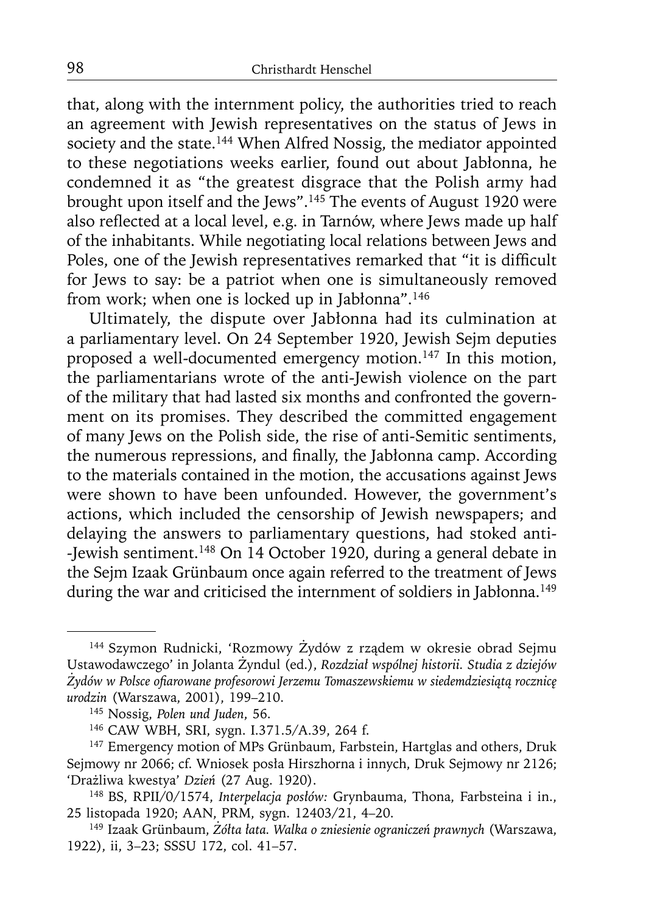that, along with the internment policy, the authorities tried to reach an agreement with Jewish representatives on the status of Jews in society and the state.[144] When Alfred Nossig, the mediator appointed to these negotiations weeks earlier, found out about Jabłonna, he condemned it as "the greatest disgrace that the Polish army had brought upon itself and the Jews".[145] The events of August 1920 were also reflected at a local level, e.g. in Tarnów, where Jews made up half of the inhabitants. While negotiating local relations between Jews and Poles, one of the Jewish representatives remarked that "it is difficult for Jews to say: be a patriot when one is simultaneously removed from work; when one is locked up in Jabłonna".[146]

Ultimately, the dispute over Jabłonna had its culmination at a parliamentary level. On 24 September 1920, Jewish Sejm deputies proposed a well-documented emergency motion.[147] In this motion, the parliamentarians wrote of the anti-Jewish violence on the part of the military that had lasted six months and confronted the government on its promises. They described the committed engagement of many Jews on the Polish side, the rise of anti-Semitic sentiments, the numerous repressions, and finally, the Jabłonna camp. According to the materials contained in the motion, the accusations against Jews were shown to have been unfounded. However, the government's actions, which included the censorship of Jewish newspapers; and delaying the answers to parliamentary questions, had stoked anti--Jewish sentiment.[148] On 14 October 1920, during a general debate in the Sejm Izaak Grünbaum once again referred to the treatment of Jews during the war and criticised the internment of soldiers in Jabłonna.[149]

---

[144] Szymon Rudnicki, 'Rozmowy Żydów z rządem w okresie obrad Sejmu Ustawodawczego' in Jolanta Żyndul (ed.), *Rozdział wspólnej historii. Studia z dziejów Żydów w Polsce ofiarowane profesorowi Jerzemu Tomaszewskiemu w siedemdziesiątą rocznicę urodzin* (Warszawa, 2001), 199–210.

[145] Nossig, *Polen und Juden*, 56.

[146] CAW WBH, SRI, sygn. I.371.5/A.39, 264 f.

[147] Emergency motion of MPs Grünbaum, Farbstein, Hartglas and others, Druk Sejmowy nr 2066; cf. Wniosek posła Hirszhorna i innych, Druk Sejmowy nr 2126; 'Drażliwa kwestya' *Dzień* (27 Aug. 1920).

[148] BS, RPII/0/1574, *Interpelacja posłów:* Grynbauma, Thona, Farbsteina i in., 25 listopada 1920; AAN, PRM, sygn. 12403/21, 4–20.

[149] Izaak Grünbaum, *Żółta łata. Walka o zniesienie ograniczeń prawnych* (Warszawa, 1922), ii, 3–23; SSSU 172, col. 41–57.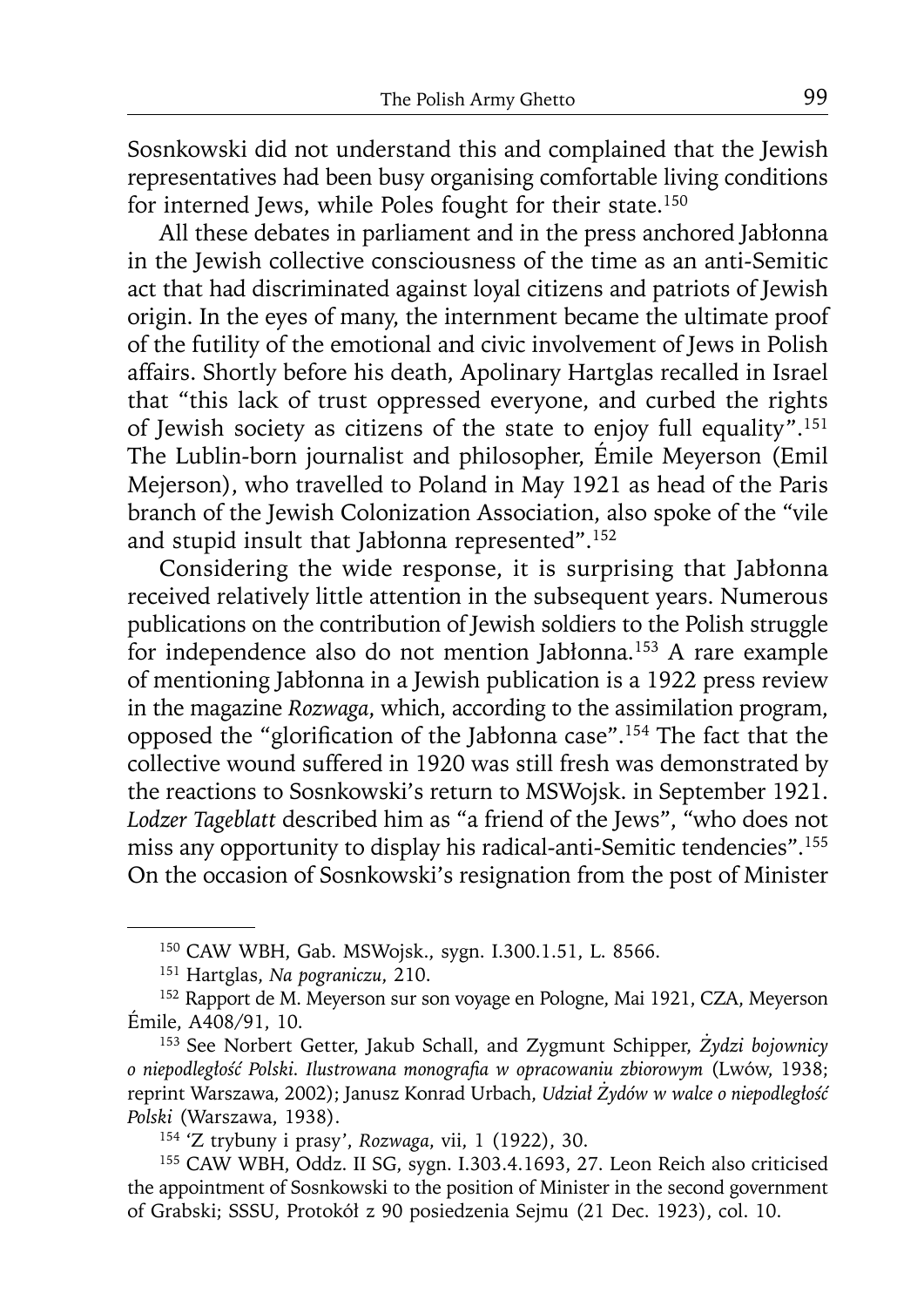Sosnkowski did not understand this and complained that the Jewish representatives had been busy organising comfortable living conditions for interned Jews, while Poles fought for their state.[150]

All these debates in parliament and in the press anchored Jabłonna in the Jewish collective consciousness of the time as an anti-Semitic act that had discriminated against loyal citizens and patriots of Jewish origin. In the eyes of many, the internment became the ultimate proof of the futility of the emotional and civic involvement of Jews in Polish affairs. Shortly before his death, Apolinary Hartglas recalled in Israel that "this lack of trust oppressed everyone, and curbed the rights of Jewish society as citizens of the state to enjoy full equality".[151] The Lublin-born journalist and philosopher, Émile Meyerson (Emil Mejerson), who travelled to Poland in May 1921 as head of the Paris branch of the Jewish Colonization Association, also spoke of the "vile and stupid insult that Jabłonna represented".[152]

Considering the wide response, it is surprising that Jabłonna received relatively little attention in the subsequent years. Numerous publications on the contribution of Jewish soldiers to the Polish struggle for independence also do not mention Jabłonna.[153] A rare example of mentioning Jabłonna in a Jewish publication is a 1922 press review in the magazine *Rozwaga*, which, according to the assimilation program, opposed the "glorification of the Jabłonna case".[154] The fact that the collective wound suffered in 1920 was still fresh was demonstrated by the reactions to Sosnkowski's return to MSWojsk. in September 1921. *Lodzer Tageblatt* described him as "a friend of the Jews", "who does not miss any opportunity to display his radical-anti-Semitic tendencies".[155] On the occasion of Sosnkowski's resignation from the post of Minister

---

[150] CAW WBH, Gab. MSWojsk., sygn. I.300.1.51, L. 8566.

[151] Hartglas, *Na pograniczu*, 210.

[152] Rapport de M. Meyerson sur son voyage en Pologne, Mai 1921, CZA, Meyerson Émile, A408/91, 10.

[153] See Norbert Getter, Jakub Schall, and Zygmunt Schipper, *Żydzi bojownicy o niepodległość Polski. Ilustrowana monografia w opracowaniu zbiorowym* (Lwów, 1938; reprint Warszawa, 2002); Janusz Konrad Urbach, *Udział Żydów w walce o niepodległość Polski* (Warszawa, 1938).

[154] 'Z trybuny i prasy', *Rozwaga*, vii, 1 (1922), 30.

[155] CAW WBH, Oddz. II SG, sygn. I.303.4.1693, 27. Leon Reich also criticised the appointment of Sosnkowski to the position of Minister in the second government of Grabski; SSSU, Protokół z 90 posiedzenia Sejmu (21 Dec. 1923), col. 10.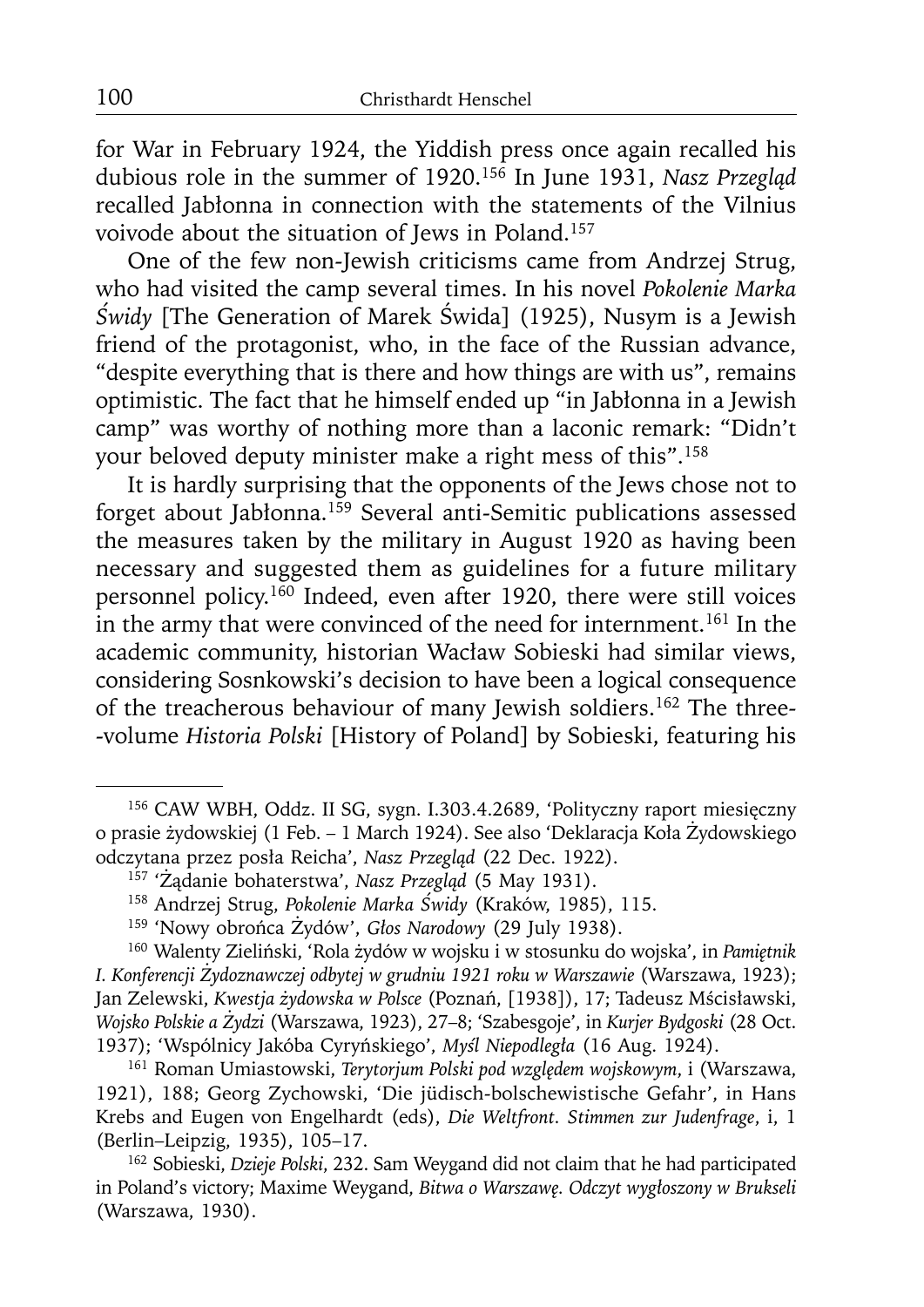for War in February 1924, the Yiddish press once again recalled his dubious role in the summer of 1920.[156] In June 1931, *Nasz Przegląd* recalled Jabłonna in connection with the statements of the Vilnius voivode about the situation of Jews in Poland.[157]

One of the few non-Jewish criticisms came from Andrzej Strug, who had visited the camp several times. In his novel *Pokolenie Marka Świdy* [The Generation of Marek Świda] (1925), Nusym is a Jewish friend of the protagonist, who, in the face of the Russian advance, "despite everything that is there and how things are with us", remains optimistic. The fact that he himself ended up "in Jabłonna in a Jewish camp" was worthy of nothing more than a laconic remark: "Didn't your beloved deputy minister make a right mess of this".[158]

It is hardly surprising that the opponents of the Jews chose not to forget about Jabłonna.[159] Several anti-Semitic publications assessed the measures taken by the military in August 1920 as having been necessary and suggested them as guidelines for a future military personnel policy.[160] Indeed, even after 1920, there were still voices in the army that were convinced of the need for internment.[161] In the academic community, historian Wacław Sobieski had similar views, considering Sosnkowski's decision to have been a logical consequence of the treacherous behaviour of many Jewish soldiers.[162] The three-volume *Historia Polski* [History of Poland] by Sobieski, featuring his

---

[156] CAW WBH, Oddz. II SG, sygn. I.303.4.2689, 'Polityczny raport miesięczny o prasie żydowskiej (1 Feb. – 1 March 1924). See also 'Deklaracja Koła Żydowskiego odczytana przez posła Reicha', *Nasz Przegląd* (22 Dec. 1922).

[157] 'Żądanie bohaterstwa', *Nasz Przegląd* (5 May 1931).

[158] Andrzej Strug, *Pokolenie Marka Świdy* (Kraków, 1985), 115.

[159] 'Nowy obrońca Żydów', *Głos Narodowy* (29 July 1938).

[160] Walenty Zieliński, 'Rola żydów w wojsku i w stosunku do wojska', in *Pamiętnik I. Konferencji Żydoznawczej odbytej w grudniu 1921 roku w Warszawie* (Warszawa, 1923); Jan Zelewski, *Kwestja żydowska w Polsce* (Poznań, [1938]), 17; Tadeusz Mścisławski, *Wojsko Polskie a Żydzi* (Warszawa, 1923), 27–8; 'Szabesgoje', in *Kurjer Bydgoski* (28 Oct. 1937); 'Wspólnicy Jakóba Cyryńskiego', *Myśl Niepodległa* (16 Aug. 1924).

[161] Roman Umiastowski, *Terytorjum Polski pod względem wojskowym*, i (Warszawa, 1921), 188; Georg Zychowski, 'Die jüdisch-bolschewistische Gefahr', in Hans Krebs and Eugen von Engelhardt (eds), *Die Weltfront. Stimmen zur Judenfrage*, i, 1 (Berlin–Leipzig, 1935), 105–17.

[162] Sobieski, *Dzieje Polski*, 232. Sam Weygand did not claim that he had participated in Poland's victory; Maxime Weygand, *Bitwa o Warszawę. Odczyt wygłoszony w Brukseli* (Warszawa, 1930).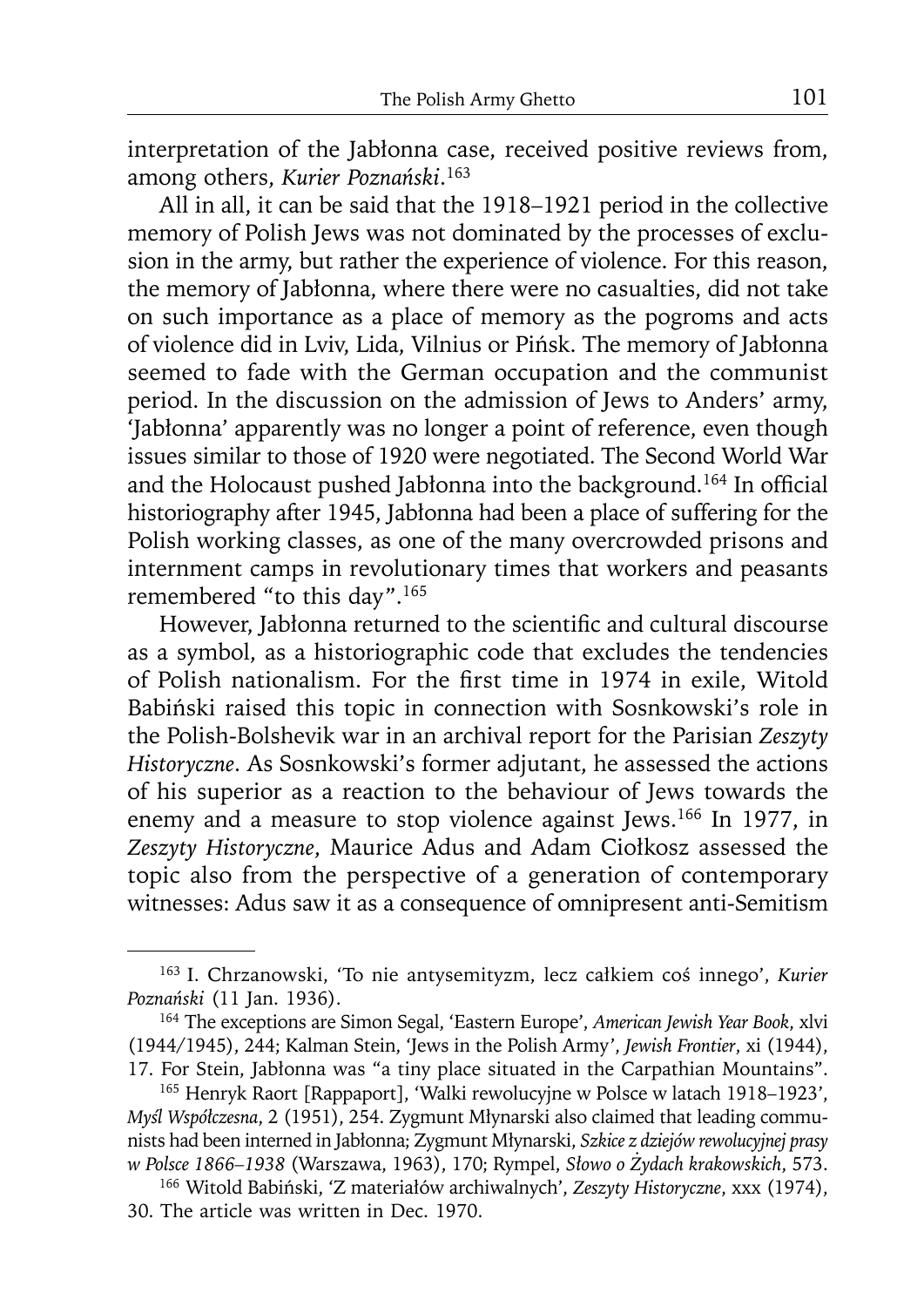interpretation of the Jabłonna case, received positive reviews from, among others, *Kurier Poznański*.[163]

All in all, it can be said that the 1918–1921 period in the collective memory of Polish Jews was not dominated by the processes of exclusion in the army, but rather the experience of violence. For this reason, the memory of Jabłonna, where there were no casualties, did not take on such importance as a place of memory as the pogroms and acts of violence did in Lviv, Lida, Vilnius or Pińsk. The memory of Jabłonna seemed to fade with the German occupation and the communist period. In the discussion on the admission of Jews to Anders' army, 'Jabłonna' apparently was no longer a point of reference, even though issues similar to those of 1920 were negotiated. The Second World War and the Holocaust pushed Jabłonna into the background.[164] In official historiography after 1945, Jabłonna had been a place of suffering for the Polish working classes, as one of the many overcrowded prisons and internment camps in revolutionary times that workers and peasants remembered "to this day".[165]

However, Jabłonna returned to the scientific and cultural discourse as a symbol, as a historiographic code that excludes the tendencies of Polish nationalism. For the first time in 1974 in exile, Witold Babiński raised this topic in connection with Sosnkowski's role in the Polish-Bolshevik war in an archival report for the Parisian *Zeszyty Historyczne*. As Sosnkowski's former adjutant, he assessed the actions of his superior as a reaction to the behaviour of Jews towards the enemy and a measure to stop violence against Jews.[166] In 1977, in *Zeszyty Historyczne*, Maurice Adus and Adam Ciołkosz assessed the topic also from the perspective of a generation of contemporary witnesses: Adus saw it as a consequence of omnipresent anti-Semitism

---

[163] I. Chrzanowski, 'To nie antysemityzm, lecz całkiem coś innego', *Kurier Poznański* (11 Jan. 1936).

[164] The exceptions are Simon Segal, 'Eastern Europe', *American Jewish Year Book*, xlvi (1944/1945), 244; Kalman Stein, 'Jews in the Polish Army', *Jewish Frontier*, xi (1944), 17. For Stein, Jabłonna was "a tiny place situated in the Carpathian Mountains".

[165] Henryk Raort [Rappaport], 'Walki rewolucyjne w Polsce w latach 1918–1923', *Myśl Współczesna*, 2 (1951), 254. Zygmunt Młynarski also claimed that leading communists had been interned in Jabłonna; Zygmunt Młynarski, *Szkice z dziejów rewolucyjnej prasy w Polsce 1866–1938* (Warszawa, 1963), 170; Rympel, *Słowo o Żydach krakowskich*, 573.

[166] Witold Babiński, 'Z materiałów archiwalnych', *Zeszyty Historyczne*, xxx (1974), 30. The article was written in Dec. 1970.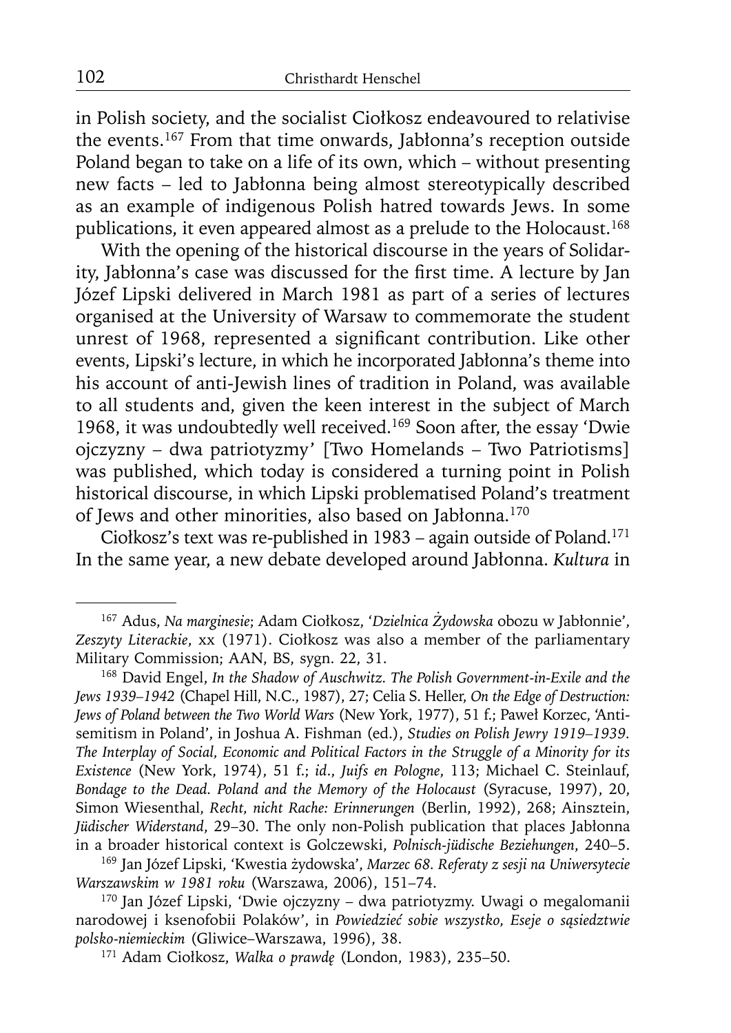in Polish society, and the socialist Ciołkosz endeavoured to relativise the events.[167] From that time onwards, Jabłonna's reception outside Poland began to take on a life of its own, which – without presenting new facts – led to Jabłonna being almost stereotypically described as an example of indigenous Polish hatred towards Jews. In some publications, it even appeared almost as a prelude to the Holocaust.[168]

With the opening of the historical discourse in the years of Solidarity, Jabłonna's case was discussed for the first time. A lecture by Jan Józef Lipski delivered in March 1981 as part of a series of lectures organised at the University of Warsaw to commemorate the student unrest of 1968, represented a significant contribution. Like other events, Lipski's lecture, in which he incorporated Jabłonna's theme into his account of anti-Jewish lines of tradition in Poland, was available to all students and, given the keen interest in the subject of March 1968, it was undoubtedly well received.[169] Soon after, the essay 'Dwie ojczyzny – dwa patriotyzmy' [Two Homelands – Two Patriotisms] was published, which today is considered a turning point in Polish historical discourse, in which Lipski problematised Poland's treatment of Jews and other minorities, also based on Jabłonna.[170]

Ciołkosz's text was re-published in 1983 – again outside of Poland.[171] In the same year, a new debate developed around Jabłonna. *Kultura* in

---

[167] Adus, *Na marginesie*; Adam Ciołkosz, '*Dzielnica Żydowska* obozu w Jabłonnie', *Zeszyty Literackie*, xx (1971). Ciołkosz was also a member of the parliamentary Military Commission; AAN, BS, sygn. 22, 31.

[168] David Engel, *In the Shadow of Auschwitz. The Polish Government-in-Exile and the Jews 1939–1942* (Chapel Hill, N.C., 1987), 27; Celia S. Heller, *On the Edge of Destruction: Jews of Poland between the Two World Wars* (New York, 1977), 51 f.; Paweł Korzec, 'Antisemitism in Poland', in Joshua A. Fishman (ed.), *Studies on Polish Jewry 1919–1939. The Interplay of Social, Economic and Political Factors in the Struggle of a Minority for its Existence* (New York, 1974), 51 f.; *id.*, *Juifs en Pologne*, 113; Michael C. Steinlauf, *Bondage to the Dead. Poland and the Memory of the Holocaust* (Syracuse, 1997), 20, Simon Wiesenthal, *Recht, nicht Rache: Erinnerungen* (Berlin, 1992), 268; Ainsztein, *Jüdischer Widerstand*, 29–30. The only non-Polish publication that places Jabłonna in a broader historical context is Golczewski, *Polnisch-jüdische Beziehungen*, 240–5.

[169] Jan Józef Lipski, 'Kwestia żydowska', *Marzec 68. Referaty z sesji na Uniwersytecie Warszawskim w 1981 roku* (Warszawa, 2006), 151–74.

[170] Jan Józef Lipski, 'Dwie ojczyzny – dwa patriotyzmy. Uwagi o megalomanii narodowej i ksenofobii Polaków', in *Powiedzieć sobie wszystko, Eseje o sąsiedztwie polsko-niemieckim* (Gliwice–Warszawa, 1996), 38.

[171] Adam Ciołkosz, *Walka o prawdę* (London, 1983), 235–50.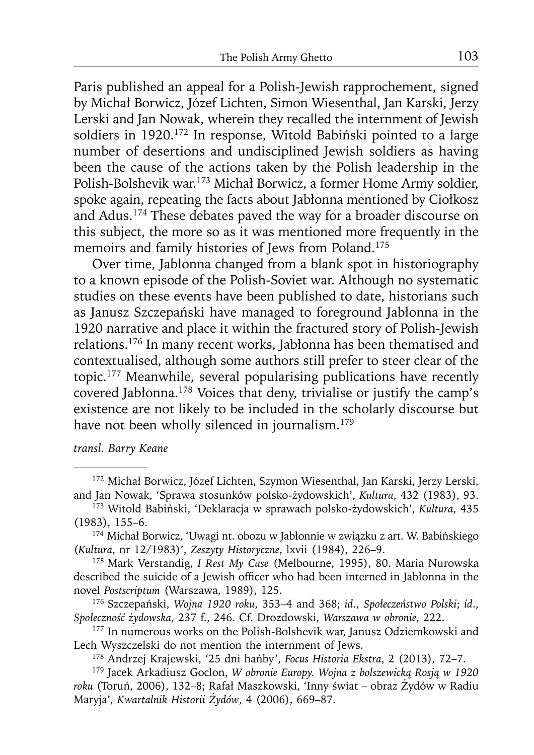Paris published an appeal for a Polish-Jewish rapprochement, signed by Michał Borwicz, Józef Lichten, Simon Wiesenthal, Jan Karski, Jerzy Lerski and Jan Nowak, wherein they recalled the internment of Jewish soldiers in 1920.[172] In response, Witold Babiński pointed to a large number of desertions and undisciplined Jewish soldiers as having been the cause of the actions taken by the Polish leadership in the Polish-Bolshevik war.[173] Michał Borwicz, a former Home Army soldier, spoke again, repeating the facts about Jabłonna mentioned by Ciołkosz and Adus.[174] These debates paved the way for a broader discourse on this subject, the more so as it was mentioned more frequently in the memoirs and family histories of Jews from Poland.[175]

Over time, Jabłonna changed from a blank spot in historiography to a known episode of the Polish-Soviet war. Although no systematic studies on these events have been published to date, historians such as Janusz Szczepański have managed to foreground Jabłonna in the 1920 narrative and place it within the fractured story of Polish-Jewish relations.[176] In many recent works, Jabłonna has been thematised and contextualised, although some authors still prefer to steer clear of the topic.[177] Meanwhile, several popularising publications have recently covered Jabłonna.[178] Voices that deny, trivialise or justify the camp's existence are not likely to be included in the scholarly discourse but have not been wholly silenced in journalism.[179]

*transl. Barry Keane*

---

[172] Michał Borwicz, Józef Lichten, Szymon Wiesenthal, Jan Karski, Jerzy Lerski, and Jan Nowak, 'Sprawa stosunków polsko-żydowskich', *Kultura*, 432 (1983), 93.

[173] Witold Babiński, 'Deklaracja w sprawach polsko-żydowskich', *Kultura*, 435 (1983), 155–6.

[174] Michał Borwicz, 'Uwagi nt. obozu w Jabłonnie w związku z art. W. Babińskiego (*Kultura*, nr 12/1983)', *Zeszyty Historyczne*, lxvii (1984), 226–9.

[175] Mark Verstandig, *I Rest My Case* (Melbourne, 1995), 80. Maria Nurowska described the suicide of a Jewish officer who had been interned in Jabłonna in the novel *Postscriptum* (Warszawa, 1989), 125.

[176] Szczepański, *Wojna 1920 roku*, 353–4 and 368; *id.*, *Społeczeństwo Polski*; *id.*, *Społeczność żydowska*, 237 f., 246. Cf. Drozdowski, *Warszawa w obronie*, 222.

[177] In numerous works on the Polish-Bolshevik war, Janusz Odziemkowski and Lech Wyszczelski do not mention the internment of Jews.

[178] Andrzej Krajewski, '25 dni hańby', *Focus Historia Ekstra*, 2 (2013), 72–7.

[179] Jacek Arkadiusz Goclon, *W obronie Europy. Wojna z bolszewicką Rosją w 1920 roku* (Toruń, 2006), 132–8; Rafał Maszkowski, 'Inny świat – obraz Żydów w Radiu Maryja', *Kwartalnik Historii Żydów*, 4 (2006), 669–87.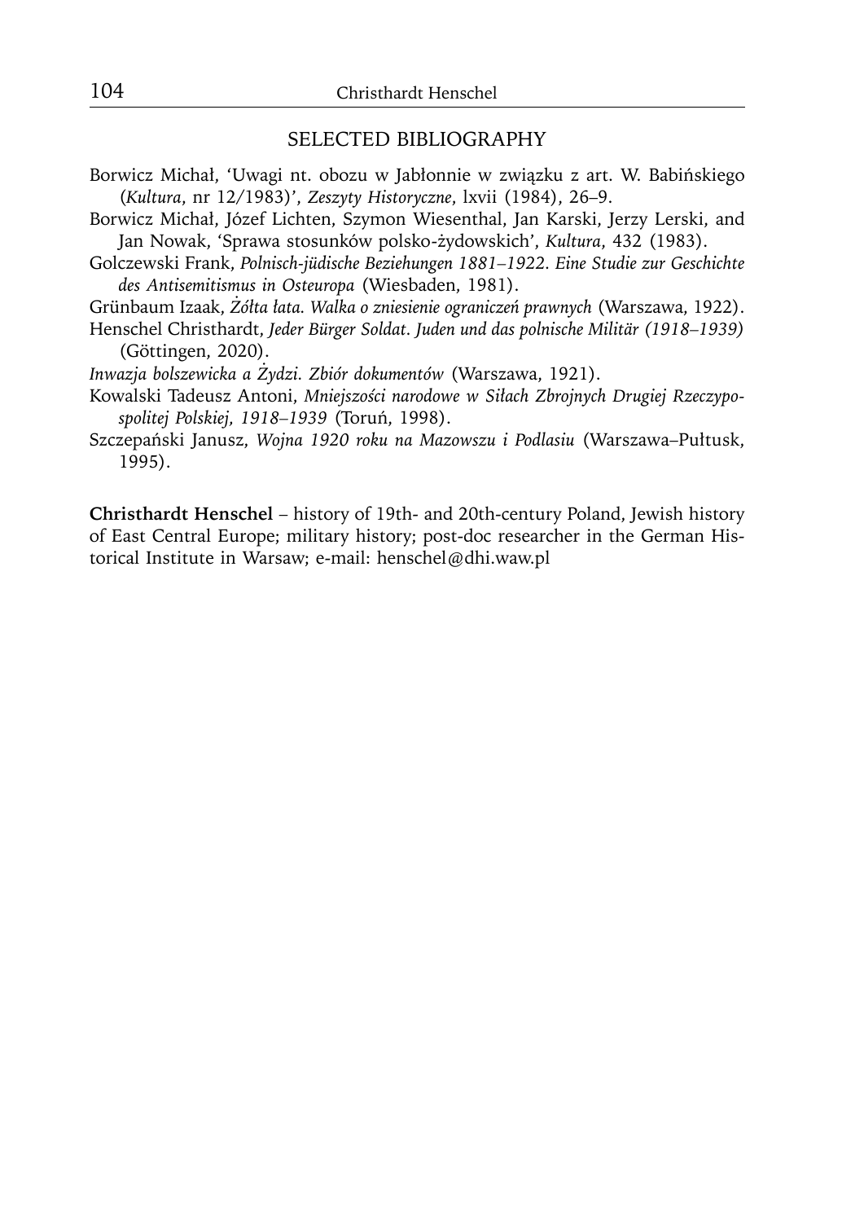## SELECTED BIBLIOGRAPHY

Borwicz Michał, 'Uwagi nt. obozu w Jabłonnie w związku z art. W. Babińskiego (*Kultura*, nr 12/1983)', *Zeszyty Historyczne*, lxvii (1984), 26–9.

Borwicz Michał, Józef Lichten, Szymon Wiesenthal, Jan Karski, Jerzy Lerski, and Jan Nowak, 'Sprawa stosunków polsko-żydowskich', *Kultura*, 432 (1983).

Golczewski Frank, *Polnisch-jüdische Beziehungen 1881–1922. Eine Studie zur Geschichte des Antisemitismus in Osteuropa* (Wiesbaden, 1981).

Grünbaum Izaak, *Żółta łata. Walka o zniesienie ograniczeń prawnych* (Warszawa, 1922).

Henschel Christhardt, *Jeder Bürger Soldat. Juden und das polnische Militär (1918–1939)* (Göttingen, 2020).

*Inwazja bolszewicka a Żydzi. Zbiór dokumentów* (Warszawa, 1921).

Kowalski Tadeusz Antoni, *Mniejszości narodowe w Siłach Zbrojnych Drugiej Rzeczypospolitej Polskiej, 1918–1939* (Toruń, 1998).

Szczepański Janusz, *Wojna 1920 roku na Mazowszu i Podlasiu* (Warszawa–Pułtusk, 1995).

**Christhardt Henschel** – history of 19th- and 20th-century Poland, Jewish history of East Central Europe; military history; post-doc researcher in the German Historical Institute in Warsaw; e-mail: henschel@dhi.waw.pl